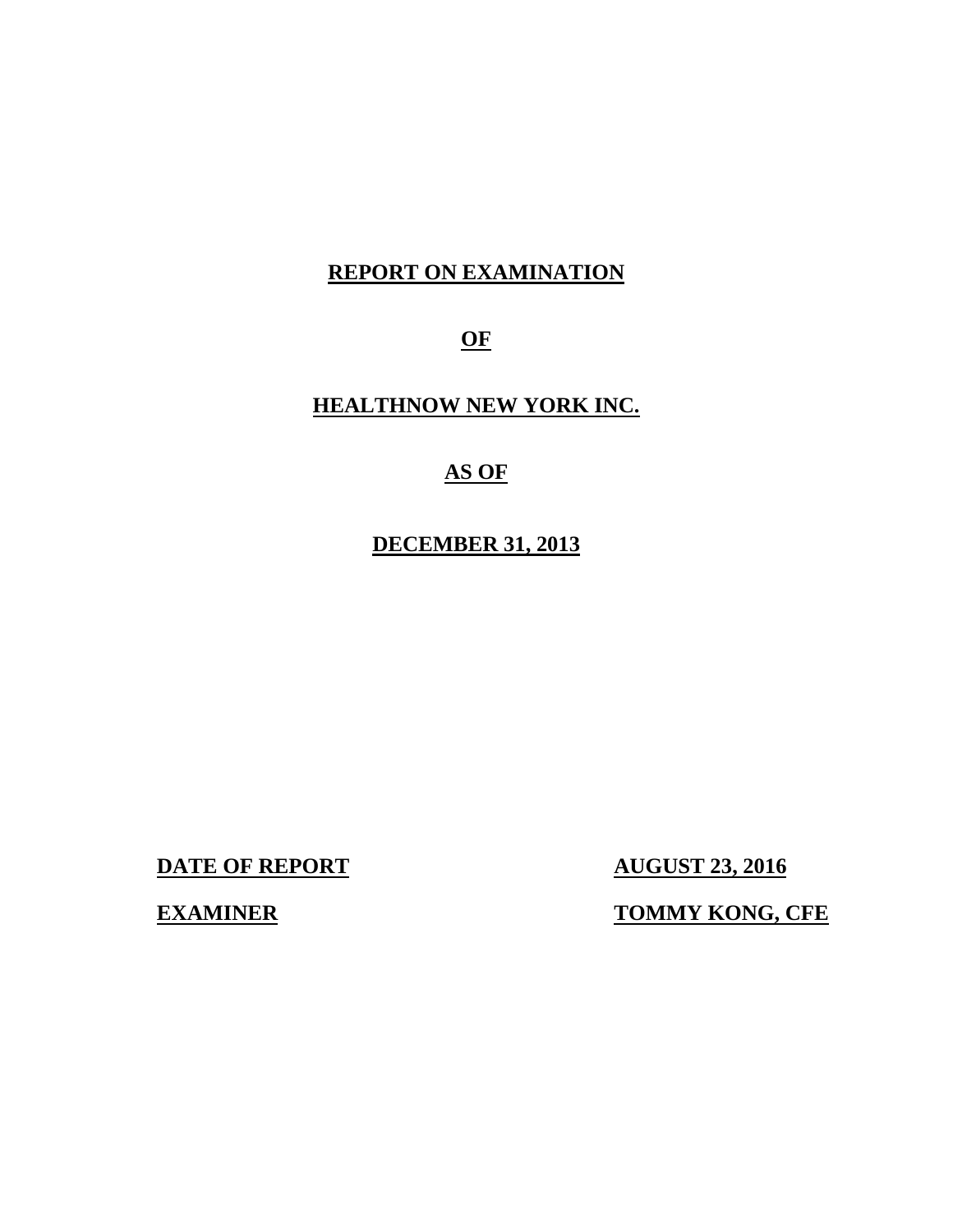# REPORT ON EXAMINATION

# OF

# HEALTHNOW NEW YORK INC.

# AS OF

# DECEMBER 31, 2013

| | |
|---|---|
| **DATE OF REPORT** | **AUGUST 23, 2016** |
| **EXAMINER** | **TOMMY KONG, CFE** |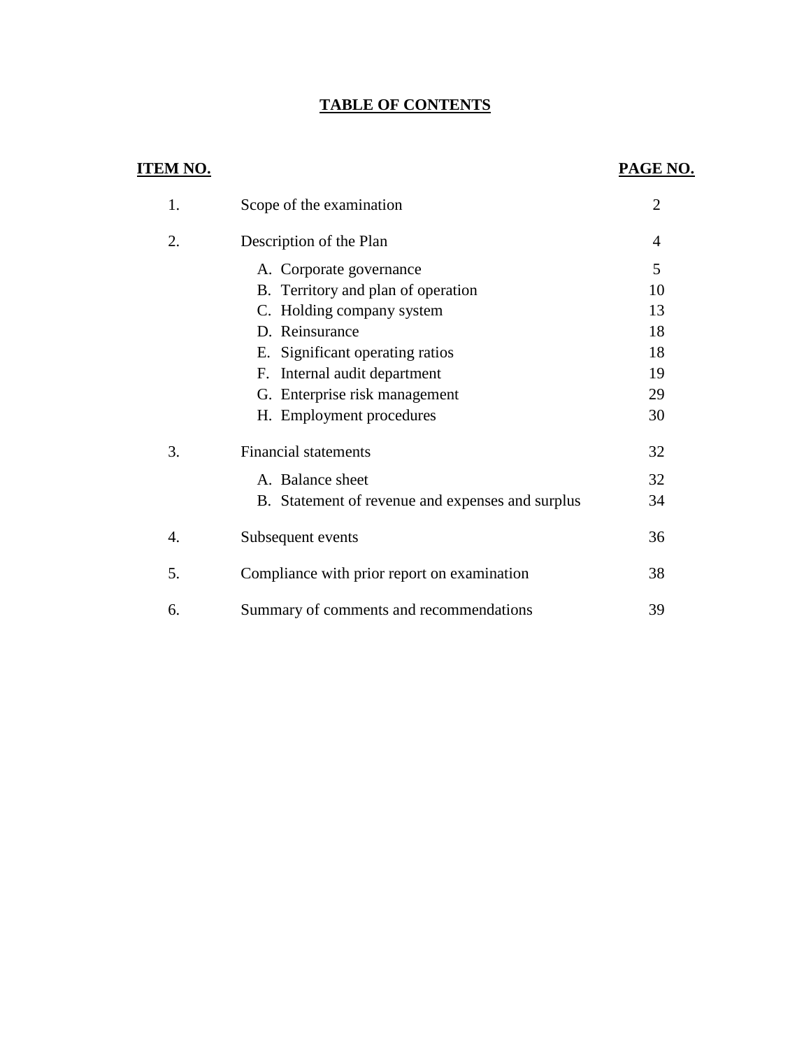# TABLE OF CONTENTS

| ITEM NO. | | PAGE NO. |
|---|---|---|
| 1. | Scope of the examination | 2 |
| 2. | Description of the Plan | 4 |
| | A. Corporate governance | 5 |
| | B. Territory and plan of operation | 10 |
| | C. Holding company system | 13 |
| | D. Reinsurance | 18 |
| | E. Significant operating ratios | 18 |
| | F. Internal audit department | 19 |
| | G. Enterprise risk management | 29 |
| | H. Employment procedures | 30 |
| 3. | Financial statements | 32 |
| | A. Balance sheet | 32 |
| | B. Statement of revenue and expenses and surplus | 34 |
| 4. | Subsequent events | 36 |
| 5. | Compliance with prior report on examination | 38 |
| 6. | Summary of comments and recommendations | 39 |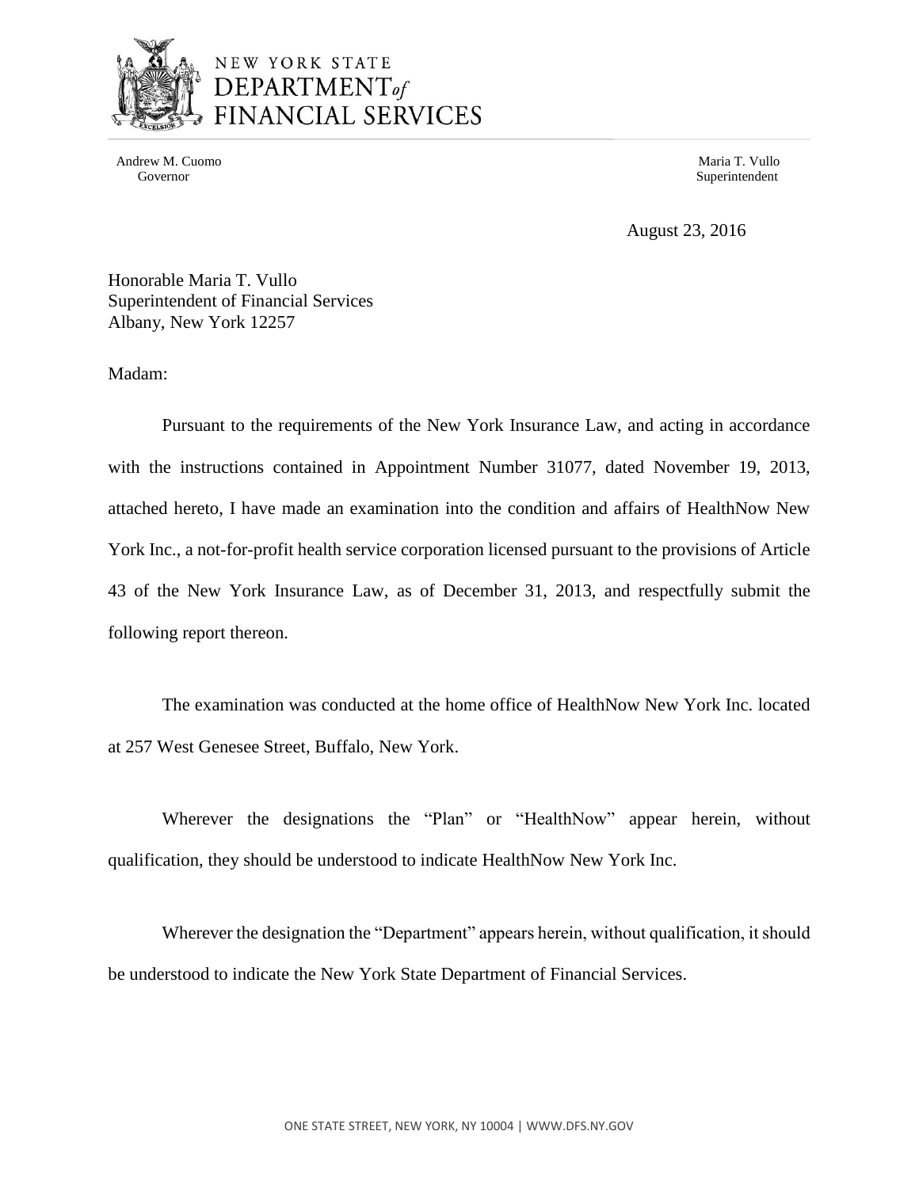NEW YORK STATE
DEPARTMENT *of*
FINANCIAL SERVICES

Andrew M. Cuomo
Governor

Maria T. Vullo
Superintendent

August 23, 2016

Honorable Maria T. Vullo
Superintendent of Financial Services
Albany, New York 12257

Madam:

Pursuant to the requirements of the New York Insurance Law, and acting in accordance with the instructions contained in Appointment Number 31077, dated November 19, 2013, attached hereto, I have made an examination into the condition and affairs of HealthNow New York Inc., a not-for-profit health service corporation licensed pursuant to the provisions of Article 43 of the New York Insurance Law, as of December 31, 2013, and respectfully submit the following report thereon.

The examination was conducted at the home office of HealthNow New York Inc. located at 257 West Genesee Street, Buffalo, New York.

Wherever the designations the "Plan" or "HealthNow" appear herein, without qualification, they should be understood to indicate HealthNow New York Inc.

Wherever the designation the "Department" appears herein, without qualification, it should be understood to indicate the New York State Department of Financial Services.

ONE STATE STREET, NEW YORK, NY 10004 | WWW.DFS.NY.GOV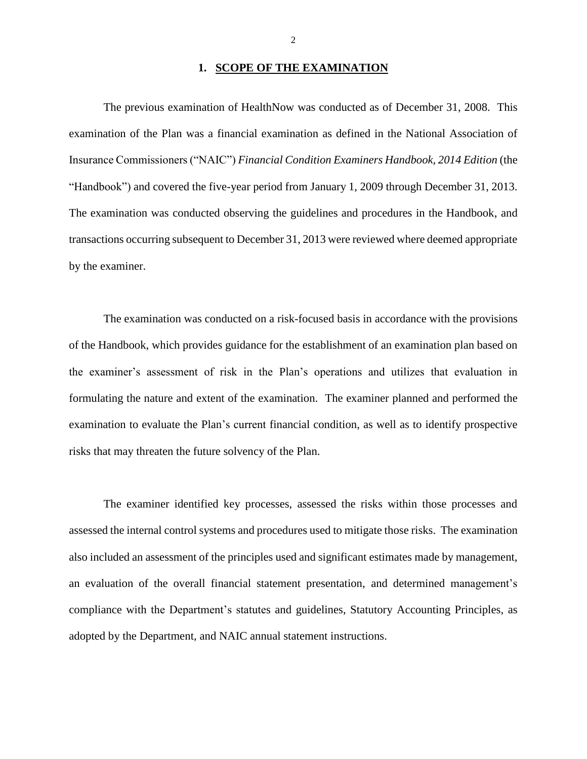## 1. SCOPE OF THE EXAMINATION

The previous examination of HealthNow was conducted as of December 31, 2008. This examination of the Plan was a financial examination as defined in the National Association of Insurance Commissioners ("NAIC") *Financial Condition Examiners Handbook, 2014 Edition* (the "Handbook") and covered the five-year period from January 1, 2009 through December 31, 2013. The examination was conducted observing the guidelines and procedures in the Handbook, and transactions occurring subsequent to December 31, 2013 were reviewed where deemed appropriate by the examiner.

The examination was conducted on a risk-focused basis in accordance with the provisions of the Handbook, which provides guidance for the establishment of an examination plan based on the examiner's assessment of risk in the Plan's operations and utilizes that evaluation in formulating the nature and extent of the examination. The examiner planned and performed the examination to evaluate the Plan's current financial condition, as well as to identify prospective risks that may threaten the future solvency of the Plan.

The examiner identified key processes, assessed the risks within those processes and assessed the internal control systems and procedures used to mitigate those risks. The examination also included an assessment of the principles used and significant estimates made by management, an evaluation of the overall financial statement presentation, and determined management's compliance with the Department's statutes and guidelines, Statutory Accounting Principles, as adopted by the Department, and NAIC annual statement instructions.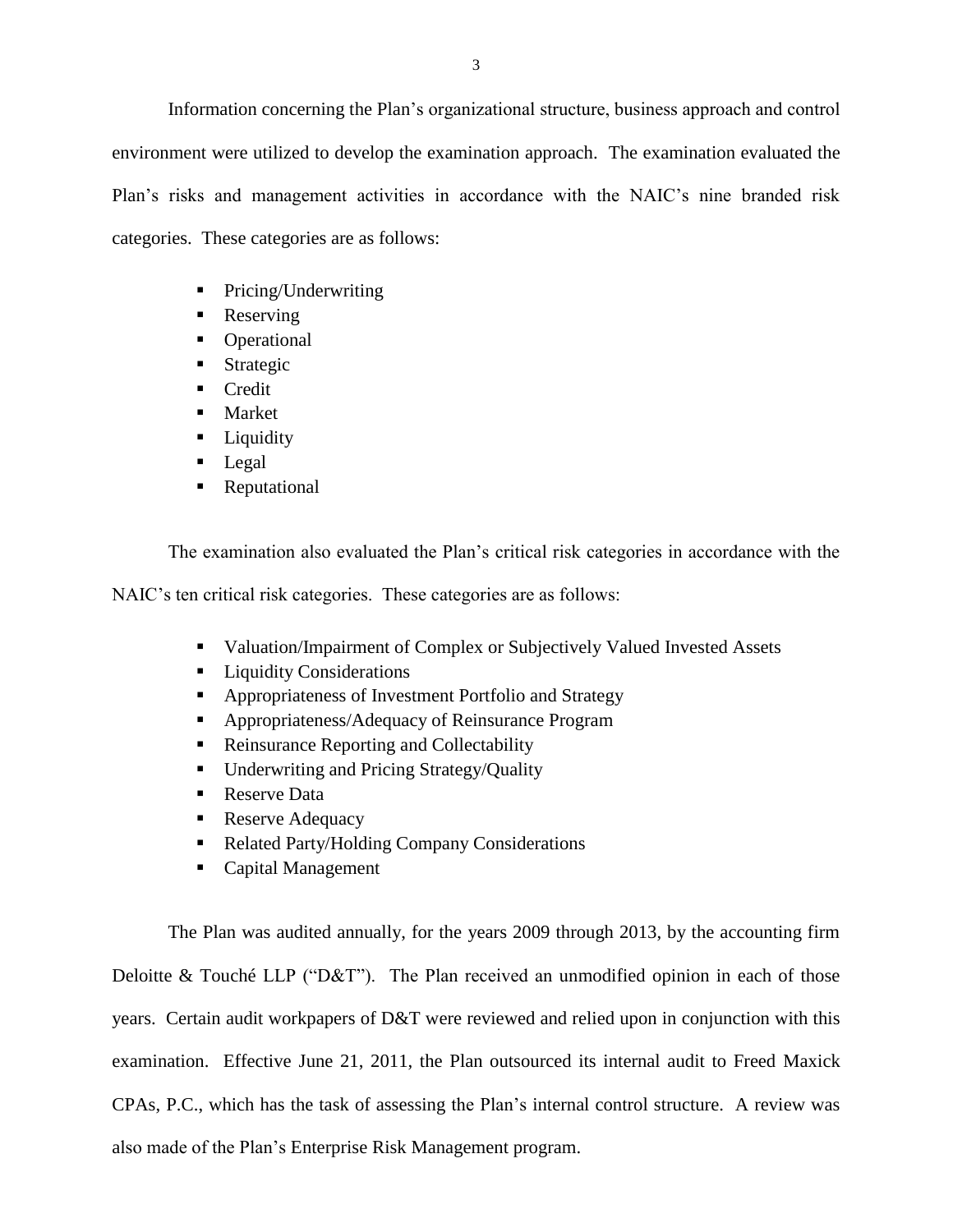Information concerning the Plan's organizational structure, business approach and control environment were utilized to develop the examination approach. The examination evaluated the Plan's risks and management activities in accordance with the NAIC's nine branded risk categories. These categories are as follows:

- Pricing/Underwriting
- Reserving
- Operational
- Strategic
- Credit
- Market
- Liquidity
- Legal
- Reputational

The examination also evaluated the Plan's critical risk categories in accordance with the NAIC's ten critical risk categories. These categories are as follows:

- Valuation/Impairment of Complex or Subjectively Valued Invested Assets
- Liquidity Considerations
- Appropriateness of Investment Portfolio and Strategy
- Appropriateness/Adequacy of Reinsurance Program
- Reinsurance Reporting and Collectability
- Underwriting and Pricing Strategy/Quality
- Reserve Data
- Reserve Adequacy
- Related Party/Holding Company Considerations
- Capital Management

The Plan was audited annually, for the years 2009 through 2013, by the accounting firm Deloitte & Touché LLP ("D&T"). The Plan received an unmodified opinion in each of those years. Certain audit workpapers of D&T were reviewed and relied upon in conjunction with this examination. Effective June 21, 2011, the Plan outsourced its internal audit to Freed Maxick CPAs, P.C., which has the task of assessing the Plan's internal control structure. A review was also made of the Plan's Enterprise Risk Management program.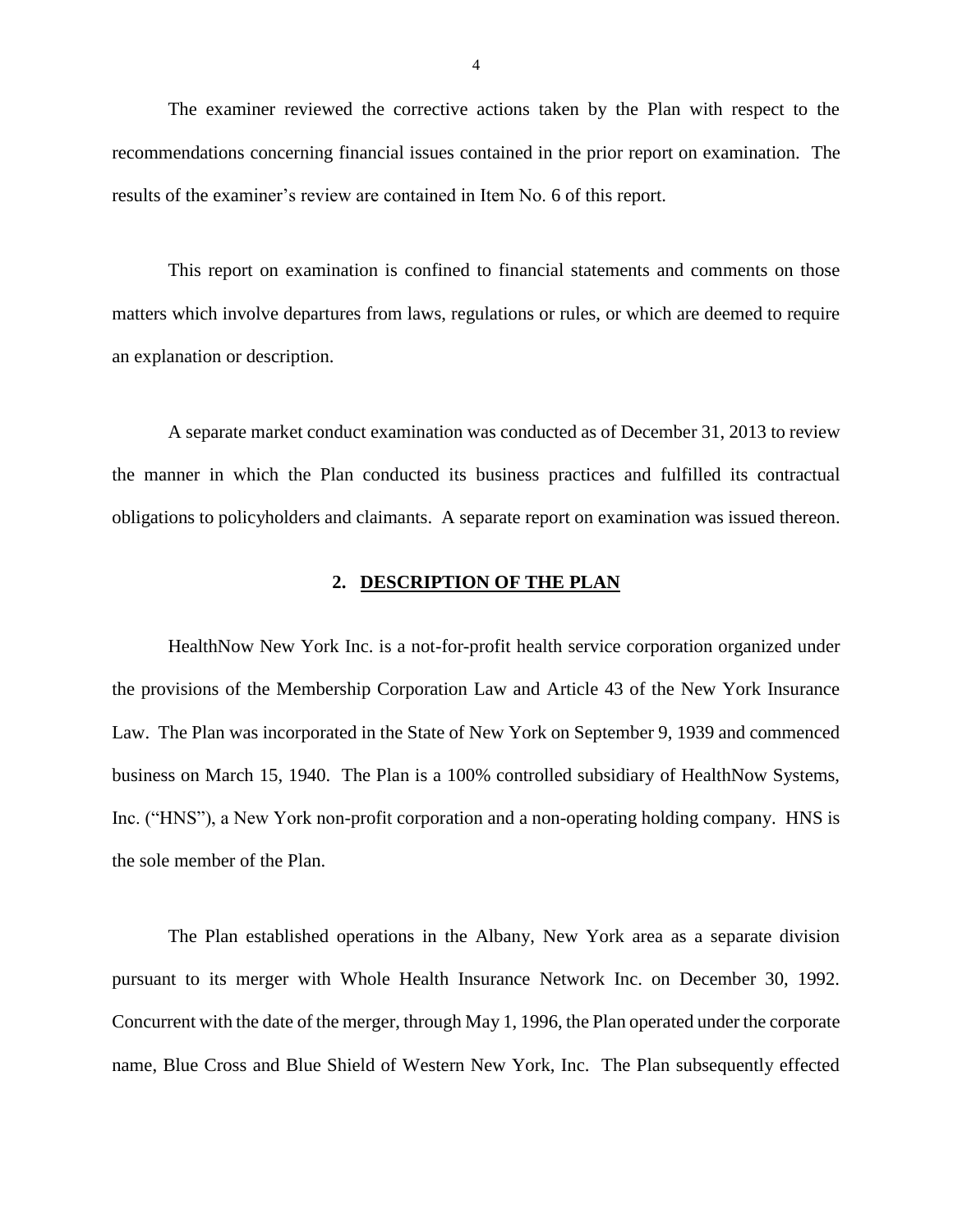The examiner reviewed the corrective actions taken by the Plan with respect to the recommendations concerning financial issues contained in the prior report on examination. The results of the examiner's review are contained in Item No. 6 of this report.

This report on examination is confined to financial statements and comments on those matters which involve departures from laws, regulations or rules, or which are deemed to require an explanation or description.

A separate market conduct examination was conducted as of December 31, 2013 to review the manner in which the Plan conducted its business practices and fulfilled its contractual obligations to policyholders and claimants. A separate report on examination was issued thereon.

## 2. DESCRIPTION OF THE PLAN

HealthNow New York Inc. is a not-for-profit health service corporation organized under the provisions of the Membership Corporation Law and Article 43 of the New York Insurance Law. The Plan was incorporated in the State of New York on September 9, 1939 and commenced business on March 15, 1940. The Plan is a 100% controlled subsidiary of HealthNow Systems, Inc. ("HNS"), a New York non-profit corporation and a non-operating holding company. HNS is the sole member of the Plan.

The Plan established operations in the Albany, New York area as a separate division pursuant to its merger with Whole Health Insurance Network Inc. on December 30, 1992. Concurrent with the date of the merger, through May 1, 1996, the Plan operated under the corporate name, Blue Cross and Blue Shield of Western New York, Inc. The Plan subsequently effected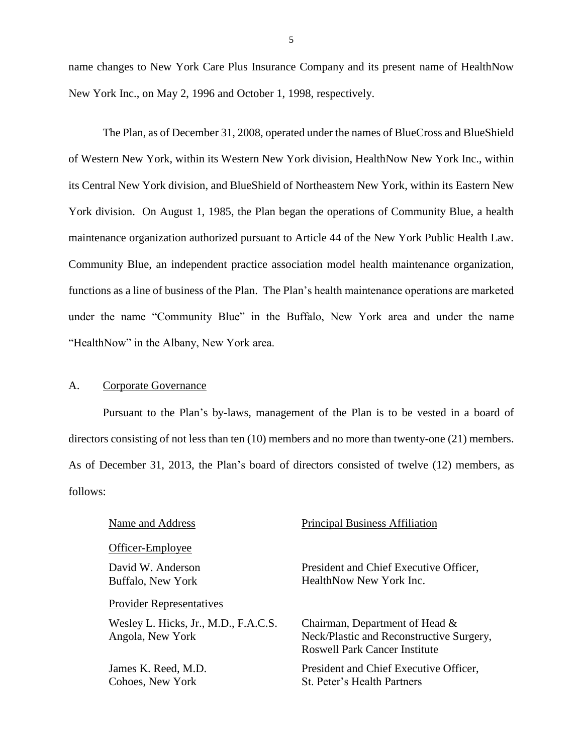name changes to New York Care Plus Insurance Company and its present name of HealthNow New York Inc., on May 2, 1996 and October 1, 1998, respectively.

The Plan, as of December 31, 2008, operated under the names of BlueCross and BlueShield of Western New York, within its Western New York division, HealthNow New York Inc., within its Central New York division, and BlueShield of Northeastern New York, within its Eastern New York division. On August 1, 1985, the Plan began the operations of Community Blue, a health maintenance organization authorized pursuant to Article 44 of the New York Public Health Law. Community Blue, an independent practice association model health maintenance organization, functions as a line of business of the Plan. The Plan's health maintenance operations are marketed under the name "Community Blue" in the Buffalo, New York area and under the name "HealthNow" in the Albany, New York area.

## A. Corporate Governance

Pursuant to the Plan's by-laws, management of the Plan is to be vested in a board of directors consisting of not less than ten (10) members and no more than twenty-one (21) members. As of December 31, 2013, the Plan's board of directors consisted of twelve (12) members, as follows:

| Name and Address | Principal Business Affiliation |
|---|---|
| ***Officer-Employee*** | |
| David W. Anderson<br>Buffalo, New York | President and Chief Executive Officer,<br>HealthNow New York Inc. |
| ***Provider Representatives*** | |
| Wesley L. Hicks, Jr., M.D., F.A.C.S.<br>Angola, New York | Chairman, Department of Head &<br>Neck/Plastic and Reconstructive Surgery,<br>Roswell Park Cancer Institute |
| James K. Reed, M.D.<br>Cohoes, New York | President and Chief Executive Officer,<br>St. Peter's Health Partners |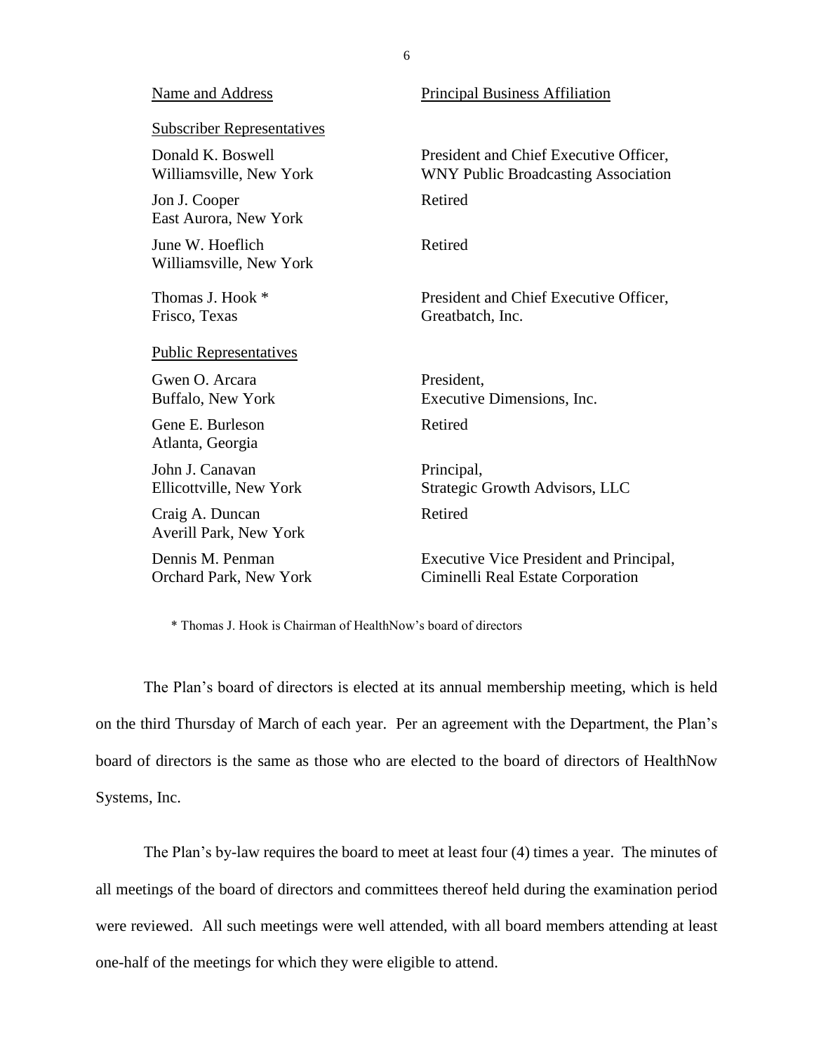| Name and Address | Principal Business Affiliation |
| --- | --- |
| Subscriber Representatives | |
| Donald K. Boswell<br>Williamsville, New York | President and Chief Executive Officer,<br>WNY Public Broadcasting Association |
| Jon J. Cooper<br>East Aurora, New York | Retired |
| June W. Hoeflich<br>Williamsville, New York | Retired |
| Thomas J. Hook *<br>Frisco, Texas | President and Chief Executive Officer,<br>Greatbatch, Inc. |
| Public Representatives | |
| Gwen O. Arcara<br>Buffalo, New York | President,<br>Executive Dimensions, Inc. |
| Gene E. Burleson<br>Atlanta, Georgia | Retired |
| John J. Canavan<br>Ellicottville, New York | Principal,<br>Strategic Growth Advisors, LLC |
| Craig A. Duncan<br>Averill Park, New York | Retired |
| Dennis M. Penman<br>Orchard Park, New York | Executive Vice President and Principal,<br>Ciminelli Real Estate Corporation |

\* Thomas J. Hook is Chairman of HealthNow's board of directors

The Plan's board of directors is elected at its annual membership meeting, which is held on the third Thursday of March of each year. Per an agreement with the Department, the Plan's board of directors is the same as those who are elected to the board of directors of HealthNow Systems, Inc.

The Plan's by-law requires the board to meet at least four (4) times a year. The minutes of all meetings of the board of directors and committees thereof held during the examination period were reviewed. All such meetings were well attended, with all board members attending at least one-half of the meetings for which they were eligible to attend.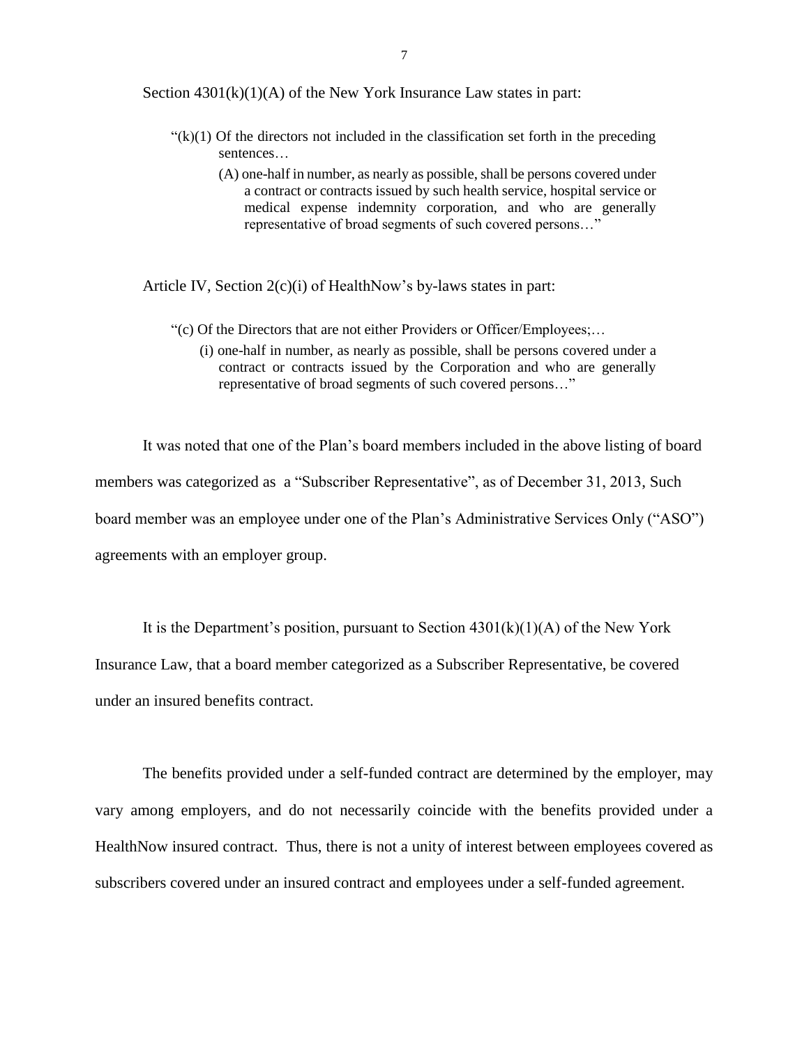Section 4301(k)(1)(A) of the New York Insurance Law states in part:

> "(k)(1) Of the directors not included in the classification set forth in the preceding sentences…
>
> (A) one-half in number, as nearly as possible, shall be persons covered under a contract or contracts issued by such health service, hospital service or medical expense indemnity corporation, and who are generally representative of broad segments of such covered persons…"

Article IV, Section 2(c)(i) of HealthNow's by-laws states in part:

> "(c) Of the Directors that are not either Providers or Officer/Employees;…
>
> (i) one-half in number, as nearly as possible, shall be persons covered under a contract or contracts issued by the Corporation and who are generally representative of broad segments of such covered persons…"

It was noted that one of the Plan's board members included in the above listing of board members was categorized as a "Subscriber Representative", as of December 31, 2013, Such board member was an employee under one of the Plan's Administrative Services Only ("ASO") agreements with an employer group.

It is the Department's position, pursuant to Section 4301(k)(1)(A) of the New York Insurance Law, that a board member categorized as a Subscriber Representative, be covered under an insured benefits contract.

The benefits provided under a self-funded contract are determined by the employer, may vary among employers, and do not necessarily coincide with the benefits provided under a HealthNow insured contract. Thus, there is not a unity of interest between employees covered as subscribers covered under an insured contract and employees under a self-funded agreement.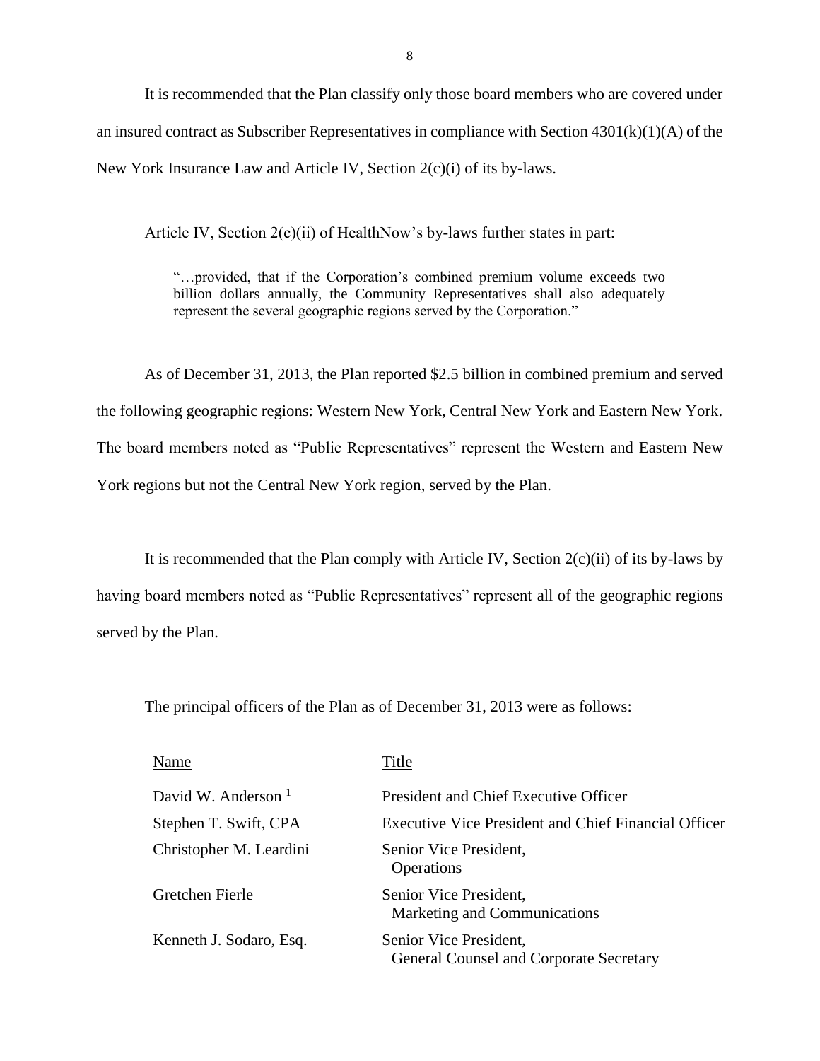It is recommended that the Plan classify only those board members who are covered under an insured contract as Subscriber Representatives in compliance with Section 4301(k)(1)(A) of the New York Insurance Law and Article IV, Section 2(c)(i) of its by-laws.

Article IV, Section 2(c)(ii) of HealthNow's by-laws further states in part:

> "…provided, that if the Corporation's combined premium volume exceeds two billion dollars annually, the Community Representatives shall also adequately represent the several geographic regions served by the Corporation."

As of December 31, 2013, the Plan reported $2.5 billion in combined premium and served the following geographic regions: Western New York, Central New York and Eastern New York. The board members noted as "Public Representatives" represent the Western and Eastern New York regions but not the Central New York region, served by the Plan.

It is recommended that the Plan comply with Article IV, Section 2(c)(ii) of its by-laws by having board members noted as "Public Representatives" represent all of the geographic regions served by the Plan.

The principal officers of the Plan as of December 31, 2013 were as follows:

| Name | Title |
|---|---|
| David W. Anderson [1] | President and Chief Executive Officer |
| Stephen T. Swift, CPA | Executive Vice President and Chief Financial Officer |
| Christopher M. Leardini | Senior Vice President, Operations |
| Gretchen Fierle | Senior Vice President, Marketing and Communications |
| Kenneth J. Sodaro, Esq. | Senior Vice President, General Counsel and Corporate Secretary |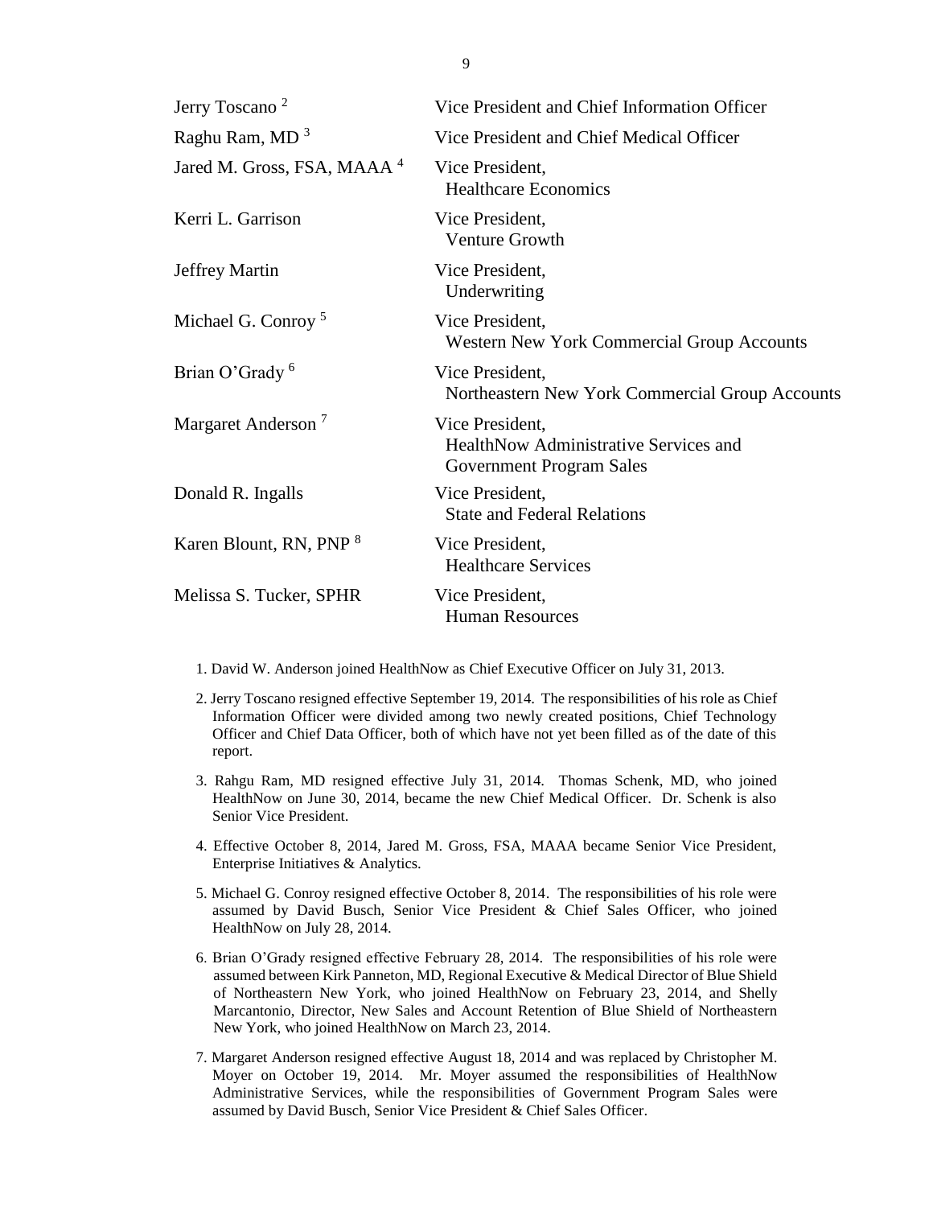| | |
|---|---|
| Jerry Toscano [2] | Vice President and Chief Information Officer |
| Raghu Ram, MD [3] | Vice President and Chief Medical Officer |
| Jared M. Gross, FSA, MAAA [4] | Vice President, Healthcare Economics |
| Kerri L. Garrison | Vice President, Venture Growth |
| Jeffrey Martin | Vice President, Underwriting |
| Michael G. Conroy [5] | Vice President, Western New York Commercial Group Accounts |
| Brian O'Grady [6] | Vice President, Northeastern New York Commercial Group Accounts |
| Margaret Anderson [7] | Vice President, HealthNow Administrative Services and Government Program Sales |
| Donald R. Ingalls | Vice President, State and Federal Relations |
| Karen Blount, RN, PNP [8] | Vice President, Healthcare Services |
| Melissa S. Tucker, SPHR | Vice President, Human Resources |

1. David W. Anderson joined HealthNow as Chief Executive Officer on July 31, 2013.

2. Jerry Toscano resigned effective September 19, 2014. The responsibilities of his role as Chief Information Officer were divided among two newly created positions, Chief Technology Officer and Chief Data Officer, both of which have not yet been filled as of the date of this report.

3. Rahgu Ram, MD resigned effective July 31, 2014. Thomas Schenk, MD, who joined HealthNow on June 30, 2014, became the new Chief Medical Officer. Dr. Schenk is also Senior Vice President.

4. Effective October 8, 2014, Jared M. Gross, FSA, MAAA became Senior Vice President, Enterprise Initiatives & Analytics.

5. Michael G. Conroy resigned effective October 8, 2014. The responsibilities of his role were assumed by David Busch, Senior Vice President & Chief Sales Officer, who joined HealthNow on July 28, 2014.

6. Brian O'Grady resigned effective February 28, 2014. The responsibilities of his role were assumed between Kirk Panneton, MD, Regional Executive & Medical Director of Blue Shield of Northeastern New York, who joined HealthNow on February 23, 2014, and Shelly Marcantonio, Director, New Sales and Account Retention of Blue Shield of Northeastern New York, who joined HealthNow on March 23, 2014.

7. Margaret Anderson resigned effective August 18, 2014 and was replaced by Christopher M. Moyer on October 19, 2014. Mr. Moyer assumed the responsibilities of HealthNow Administrative Services, while the responsibilities of Government Program Sales were assumed by David Busch, Senior Vice President & Chief Sales Officer.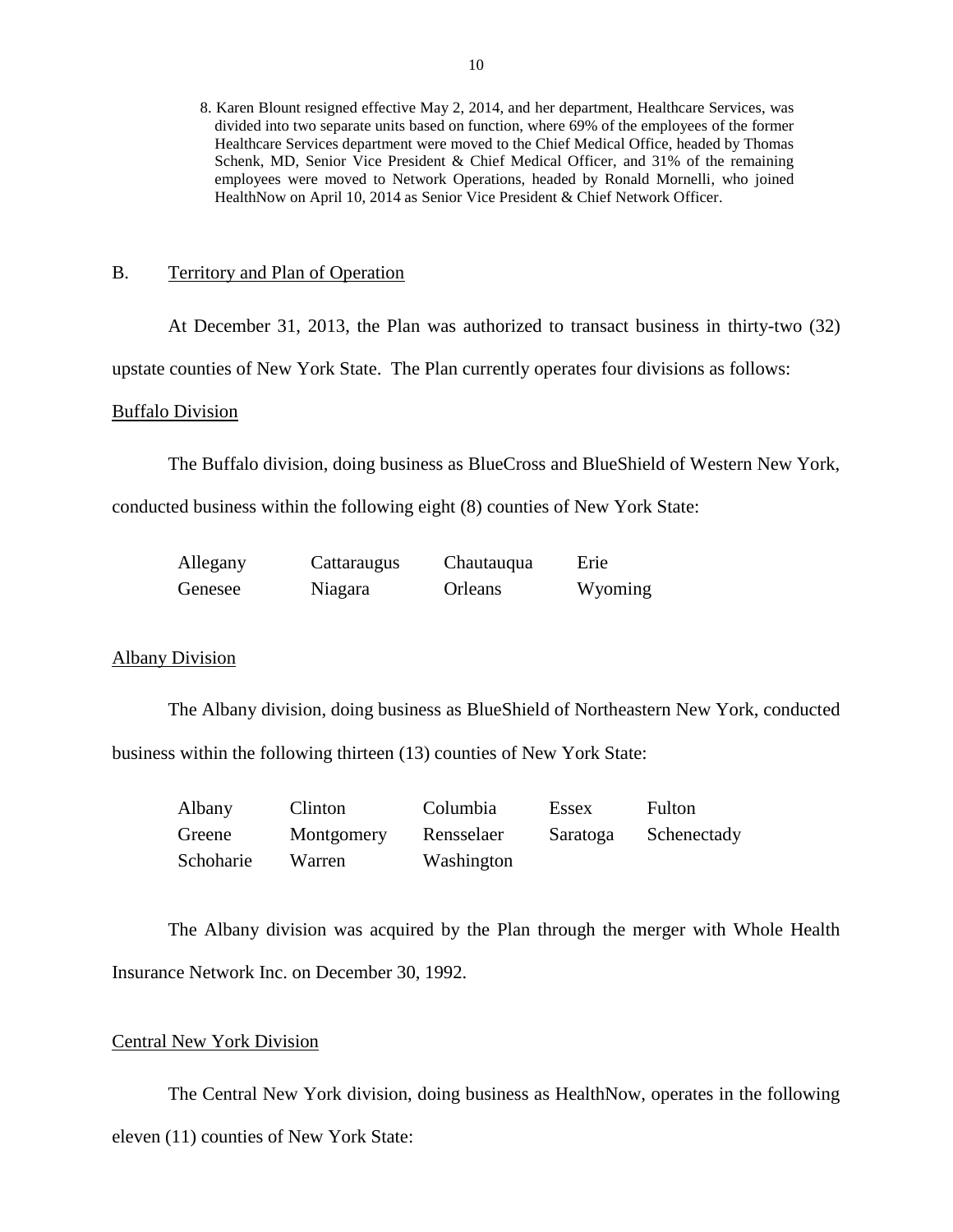8. Karen Blount resigned effective May 2, 2014, and her department, Healthcare Services, was divided into two separate units based on function, where 69% of the employees of the former Healthcare Services department were moved to the Chief Medical Office, headed by Thomas Schenk, MD, Senior Vice President & Chief Medical Officer, and 31% of the remaining employees were moved to Network Operations, headed by Ronald Mornelli, who joined HealthNow on April 10, 2014 as Senior Vice President & Chief Network Officer.

## B. Territory and Plan of Operation

At December 31, 2013, the Plan was authorized to transact business in thirty-two (32) upstate counties of New York State. The Plan currently operates four divisions as follows:

### Buffalo Division

The Buffalo division, doing business as BlueCross and BlueShield of Western New York, conducted business within the following eight (8) counties of New York State:

| | | | |
|---|---|---|---|
| Allegany | Cattaraugus | Chautauqua | Erie |
| Genesee | Niagara | Orleans | Wyoming |

### Albany Division

The Albany division, doing business as BlueShield of Northeastern New York, conducted business within the following thirteen (13) counties of New York State:

| | | | | |
|---|---|---|---|---|
| Albany | Clinton | Columbia | Essex | Fulton |
| Greene | Montgomery | Rensselaer | Saratoga | Schenectady |
| Schoharie | Warren | Washington | | |

The Albany division was acquired by the Plan through the merger with Whole Health Insurance Network Inc. on December 30, 1992.

### Central New York Division

The Central New York division, doing business as HealthNow, operates in the following eleven (11) counties of New York State: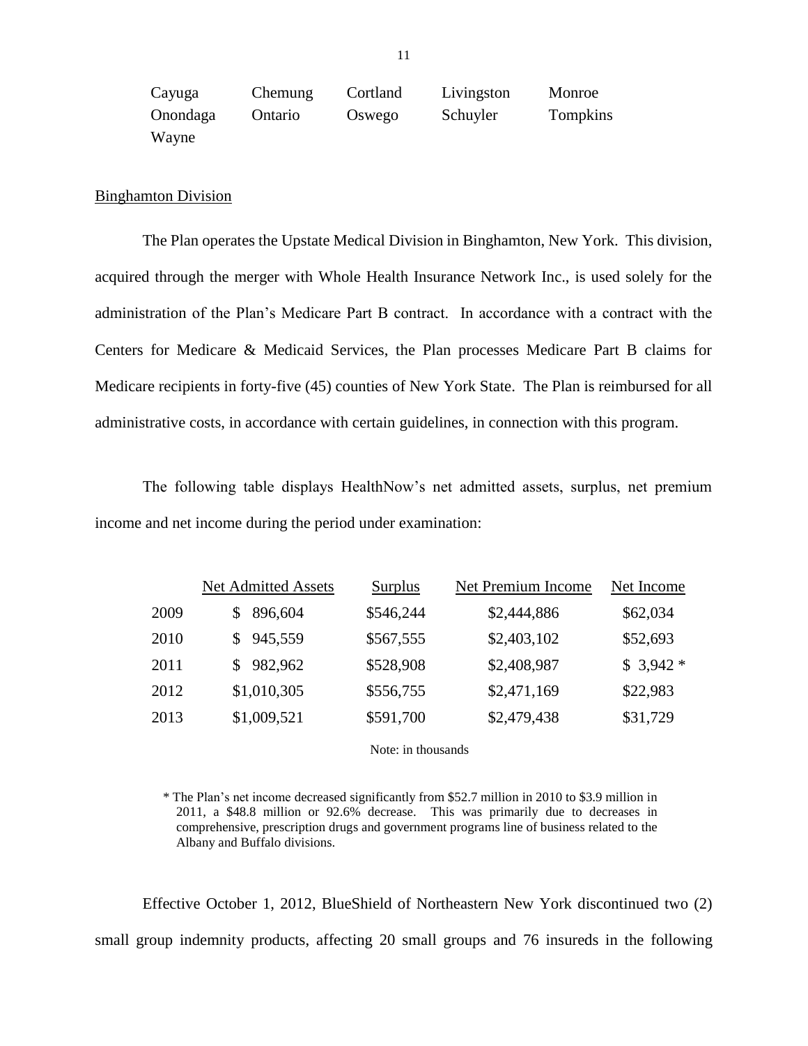| | | | | |
|---|---|---|---|---|
| Cayuga | Chemung | Cortland | Livingston | Monroe |
| Onondaga | Ontario | Oswego | Schuyler | Tompkins |
| Wayne | | | | |

Binghamton Division

The Plan operates the Upstate Medical Division in Binghamton, New York. This division, acquired through the merger with Whole Health Insurance Network Inc., is used solely for the administration of the Plan's Medicare Part B contract. In accordance with a contract with the Centers for Medicare & Medicaid Services, the Plan processes Medicare Part B claims for Medicare recipients in forty-five (45) counties of New York State. The Plan is reimbursed for all administrative costs, in accordance with certain guidelines, in connection with this program.

The following table displays HealthNow's net admitted assets, surplus, net premium income and net income during the period under examination:

| | Net Admitted Assets | Surplus | Net Premium Income | Net Income |
|---|---|---|---|---|
| 2009 | $ 896,604 | $546,244 | $2,444,886 | $62,034 |
| 2010 | $ 945,559 | $567,555 | $2,403,102 | $52,693 |
| 2011 | $ 982,962 | $528,908 | $2,408,987 | $ 3,942 * |
| 2012 | $1,010,305 | $556,755 | $2,471,169 | $22,983 |
| 2013 | $1,009,521 | $591,700 | $2,479,438 | $31,729 |

Note: in thousands

\* The Plan's net income decreased significantly from $52.7 million in 2010 to $3.9 million in 2011, a $48.8 million or 92.6% decrease. This was primarily due to decreases in comprehensive, prescription drugs and government programs line of business related to the Albany and Buffalo divisions.

Effective October 1, 2012, BlueShield of Northeastern New York discontinued two (2) small group indemnity products, affecting 20 small groups and 76 insureds in the following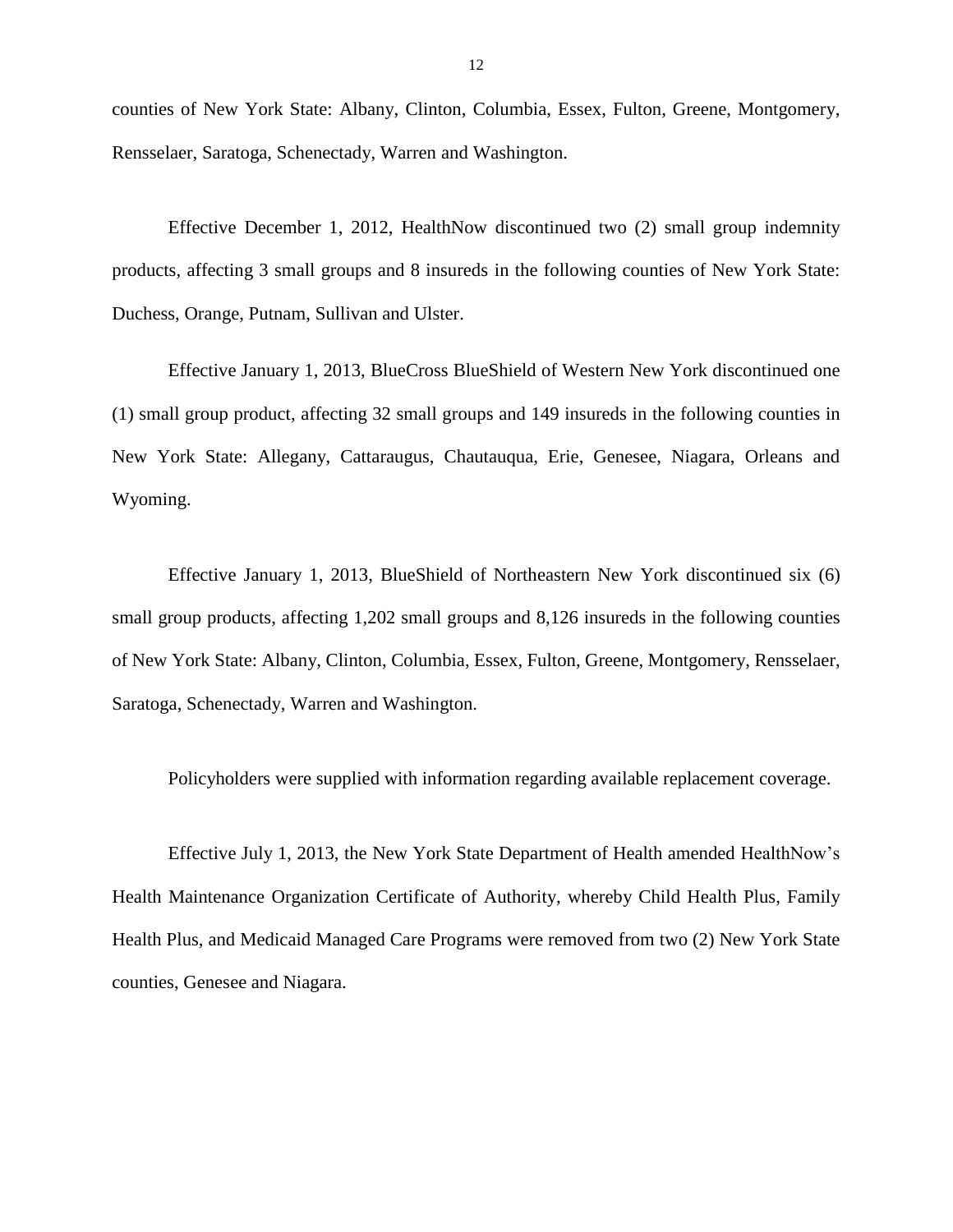counties of New York State: Albany, Clinton, Columbia, Essex, Fulton, Greene, Montgomery, Rensselaer, Saratoga, Schenectady, Warren and Washington.

Effective December 1, 2012, HealthNow discontinued two (2) small group indemnity products, affecting 3 small groups and 8 insureds in the following counties of New York State: Duchess, Orange, Putnam, Sullivan and Ulster.

Effective January 1, 2013, BlueCross BlueShield of Western New York discontinued one (1) small group product, affecting 32 small groups and 149 insureds in the following counties in New York State: Allegany, Cattaraugus, Chautauqua, Erie, Genesee, Niagara, Orleans and Wyoming.

Effective January 1, 2013, BlueShield of Northeastern New York discontinued six (6) small group products, affecting 1,202 small groups and 8,126 insureds in the following counties of New York State: Albany, Clinton, Columbia, Essex, Fulton, Greene, Montgomery, Rensselaer, Saratoga, Schenectady, Warren and Washington.

Policyholders were supplied with information regarding available replacement coverage.

Effective July 1, 2013, the New York State Department of Health amended HealthNow's Health Maintenance Organization Certificate of Authority, whereby Child Health Plus, Family Health Plus, and Medicaid Managed Care Programs were removed from two (2) New York State counties, Genesee and Niagara.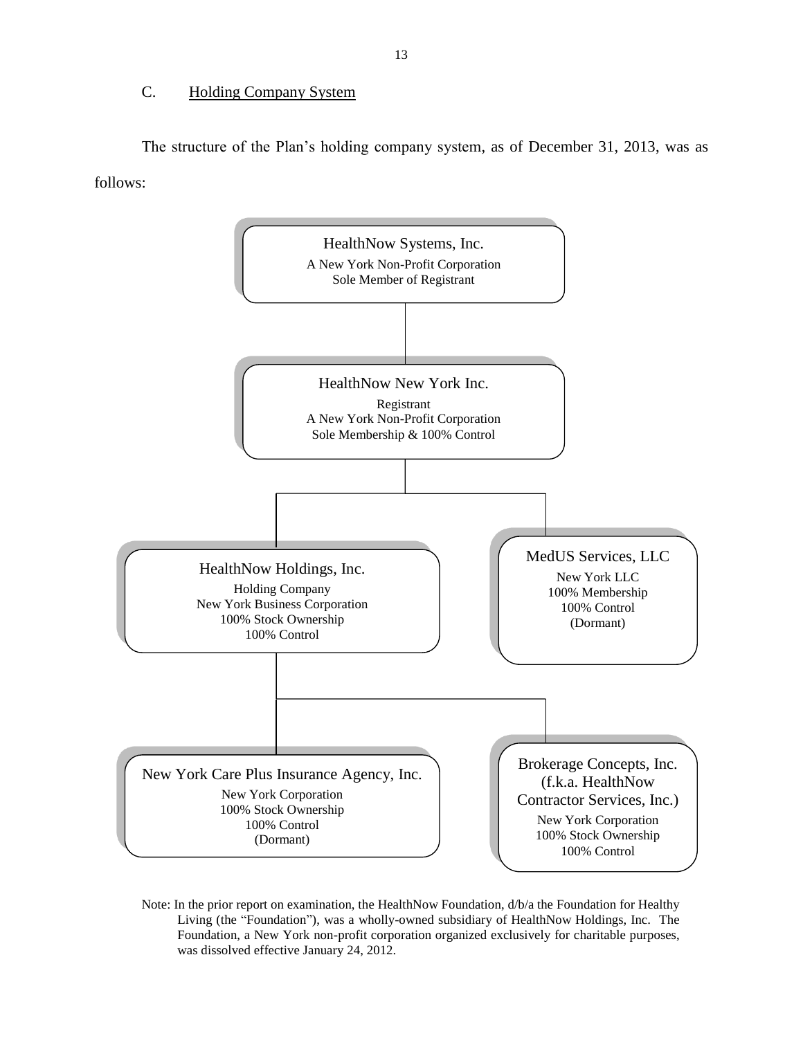### C. Holding Company System

The structure of the Plan's holding company system, as of December 31, 2013, was as follows:

**HealthNow Systems, Inc.**
A New York Non-Profit Corporation
Sole Member of Registrant

**HealthNow New York Inc.**
Registrant
A New York Non-Profit Corporation
Sole Membership & 100% Control

**HealthNow Holdings, Inc.**
Holding Company
New York Business Corporation
100% Stock Ownership
100% Control

**MedUS Services, LLC**
New York LLC
100% Membership
100% Control
(Dormant)

**New York Care Plus Insurance Agency, Inc.**
New York Corporation
100% Stock Ownership
100% Control
(Dormant)

**Brokerage Concepts, Inc. (f.k.a. HealthNow Contractor Services, Inc.)**
New York Corporation
100% Stock Ownership
100% Control

Note: In the prior report on examination, the HealthNow Foundation, d/b/a the Foundation for Healthy Living (the "Foundation"), was a wholly-owned subsidiary of HealthNow Holdings, Inc. The Foundation, a New York non-profit corporation organized exclusively for charitable purposes, was dissolved effective January 24, 2012.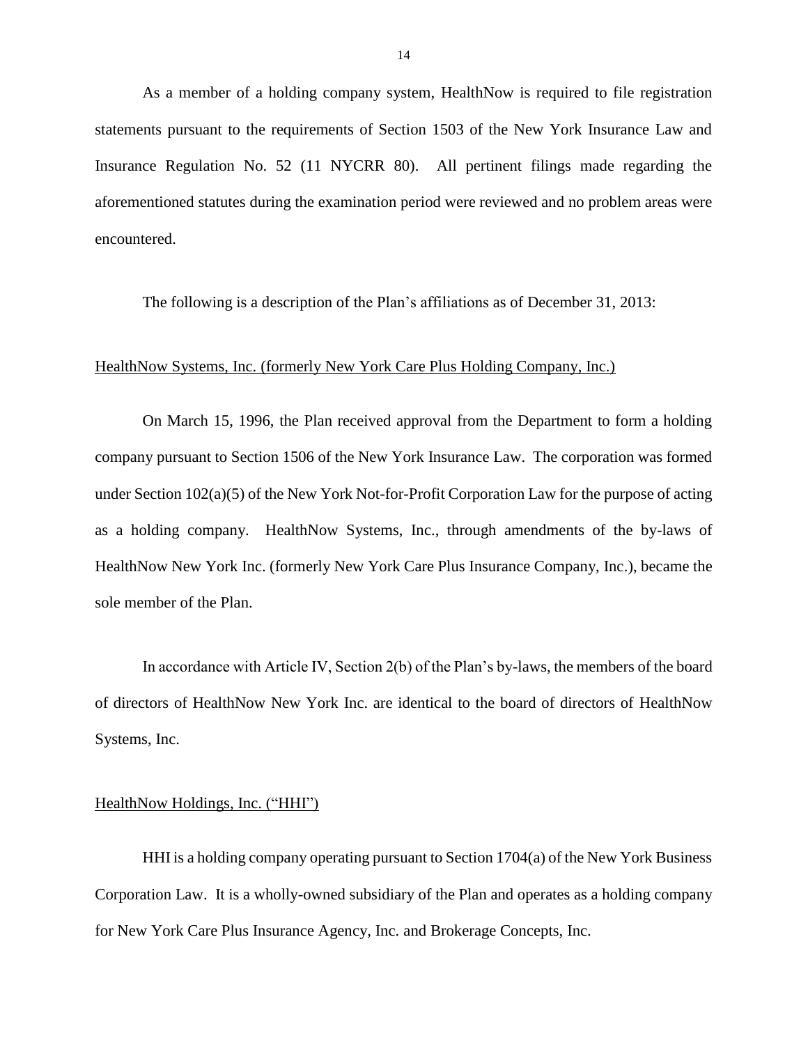As a member of a holding company system, HealthNow is required to file registration statements pursuant to the requirements of Section 1503 of the New York Insurance Law and Insurance Regulation No. 52 (11 NYCRR 80). All pertinent filings made regarding the aforementioned statutes during the examination period were reviewed and no problem areas were encountered.

The following is a description of the Plan's affiliations as of December 31, 2013:

<u>HealthNow Systems, Inc. (formerly New York Care Plus Holding Company, Inc.)</u>

On March 15, 1996, the Plan received approval from the Department to form a holding company pursuant to Section 1506 of the New York Insurance Law. The corporation was formed under Section 102(a)(5) of the New York Not-for-Profit Corporation Law for the purpose of acting as a holding company. HealthNow Systems, Inc., through amendments of the by-laws of HealthNow New York Inc. (formerly New York Care Plus Insurance Company, Inc.), became the sole member of the Plan.

In accordance with Article IV, Section 2(b) of the Plan's by-laws, the members of the board of directors of HealthNow New York Inc. are identical to the board of directors of HealthNow Systems, Inc.

<u>HealthNow Holdings, Inc. ("HHI")</u>

HHI is a holding company operating pursuant to Section 1704(a) of the New York Business Corporation Law. It is a wholly-owned subsidiary of the Plan and operates as a holding company for New York Care Plus Insurance Agency, Inc. and Brokerage Concepts, Inc.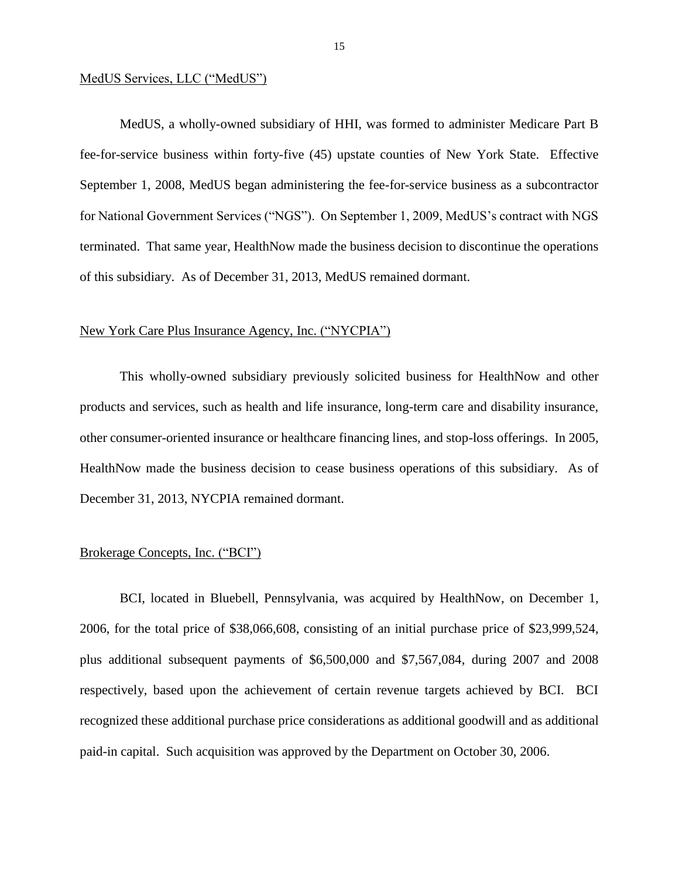MedUS Services, LLC ("MedUS")

MedUS, a wholly-owned subsidiary of HHI, was formed to administer Medicare Part B fee-for-service business within forty-five (45) upstate counties of New York State. Effective September 1, 2008, MedUS began administering the fee-for-service business as a subcontractor for National Government Services ("NGS"). On September 1, 2009, MedUS's contract with NGS terminated. That same year, HealthNow made the business decision to discontinue the operations of this subsidiary. As of December 31, 2013, MedUS remained dormant.

New York Care Plus Insurance Agency, Inc. ("NYCPIA")

This wholly-owned subsidiary previously solicited business for HealthNow and other products and services, such as health and life insurance, long-term care and disability insurance, other consumer-oriented insurance or healthcare financing lines, and stop-loss offerings. In 2005, HealthNow made the business decision to cease business operations of this subsidiary. As of December 31, 2013, NYCPIA remained dormant.

Brokerage Concepts, Inc. ("BCI")

BCI, located in Bluebell, Pennsylvania, was acquired by HealthNow, on December 1, 2006, for the total price of $38,066,608, consisting of an initial purchase price of $23,999,524, plus additional subsequent payments of $6,500,000 and $7,567,084, during 2007 and 2008 respectively, based upon the achievement of certain revenue targets achieved by BCI. BCI recognized these additional purchase price considerations as additional goodwill and as additional paid-in capital. Such acquisition was approved by the Department on October 30, 2006.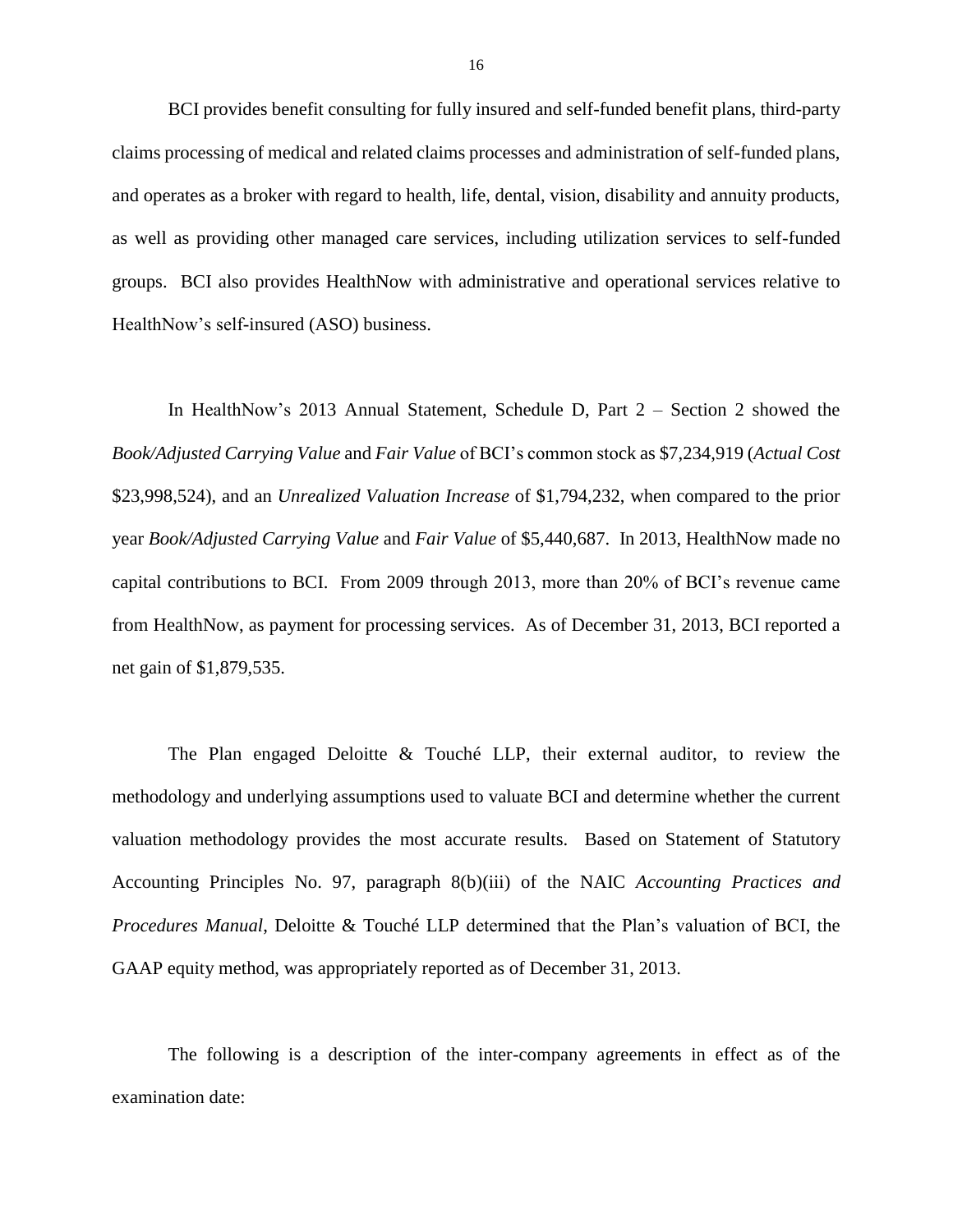BCI provides benefit consulting for fully insured and self-funded benefit plans, third-party claims processing of medical and related claims processes and administration of self-funded plans, and operates as a broker with regard to health, life, dental, vision, disability and annuity products, as well as providing other managed care services, including utilization services to self-funded groups. BCI also provides HealthNow with administrative and operational services relative to HealthNow's self-insured (ASO) business.

In HealthNow's 2013 Annual Statement, Schedule D, Part 2 – Section 2 showed the *Book/Adjusted Carrying Value* and *Fair Value* of BCI's common stock as $7,234,919 (*Actual Cost* $23,998,524), and an *Unrealized Valuation Increase* of $1,794,232, when compared to the prior year *Book/Adjusted Carrying Value* and *Fair Value* of $5,440,687. In 2013, HealthNow made no capital contributions to BCI. From 2009 through 2013, more than 20% of BCI's revenue came from HealthNow, as payment for processing services. As of December 31, 2013, BCI reported a net gain of $1,879,535.

The Plan engaged Deloitte & Touché LLP, their external auditor, to review the methodology and underlying assumptions used to valuate BCI and determine whether the current valuation methodology provides the most accurate results. Based on Statement of Statutory Accounting Principles No. 97, paragraph 8(b)(iii) of the NAIC *Accounting Practices and Procedures Manual*, Deloitte & Touché LLP determined that the Plan's valuation of BCI, the GAAP equity method, was appropriately reported as of December 31, 2013.

The following is a description of the inter-company agreements in effect as of the examination date: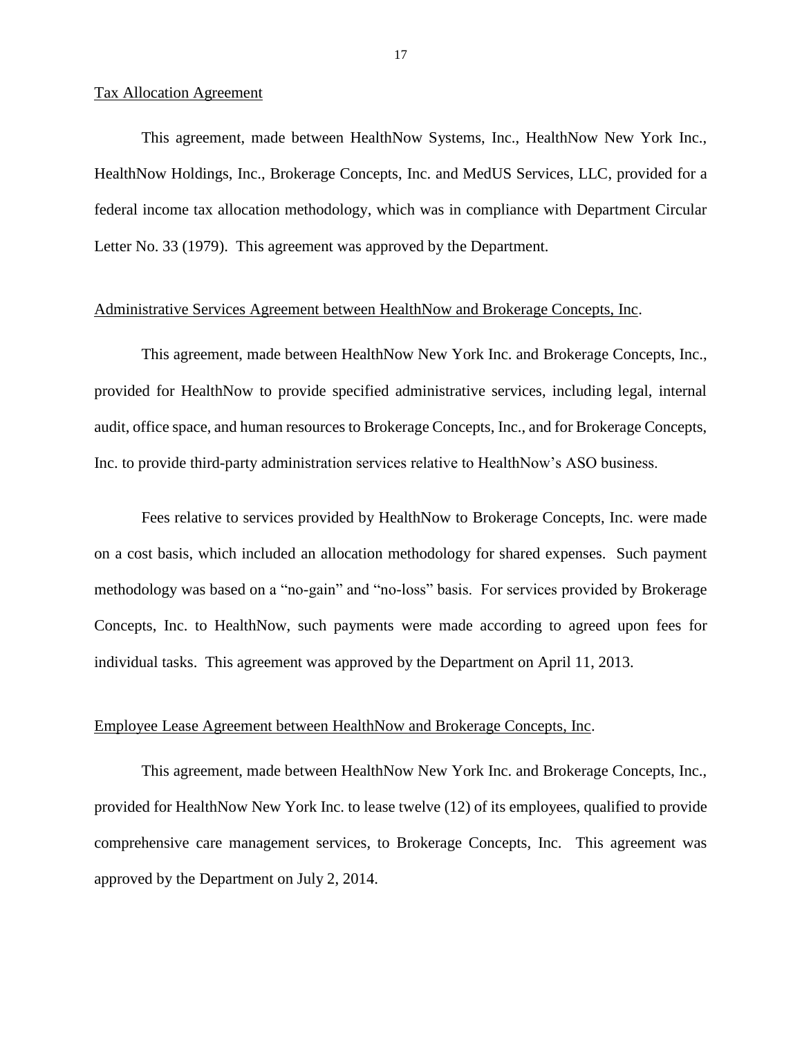Tax Allocation Agreement

This agreement, made between HealthNow Systems, Inc., HealthNow New York Inc., HealthNow Holdings, Inc., Brokerage Concepts, Inc. and MedUS Services, LLC, provided for a federal income tax allocation methodology, which was in compliance with Department Circular Letter No. 33 (1979). This agreement was approved by the Department.

Administrative Services Agreement between HealthNow and Brokerage Concepts, Inc.

This agreement, made between HealthNow New York Inc. and Brokerage Concepts, Inc., provided for HealthNow to provide specified administrative services, including legal, internal audit, office space, and human resources to Brokerage Concepts, Inc., and for Brokerage Concepts, Inc. to provide third-party administration services relative to HealthNow's ASO business.

Fees relative to services provided by HealthNow to Brokerage Concepts, Inc. were made on a cost basis, which included an allocation methodology for shared expenses. Such payment methodology was based on a "no-gain" and "no-loss" basis. For services provided by Brokerage Concepts, Inc. to HealthNow, such payments were made according to agreed upon fees for individual tasks. This agreement was approved by the Department on April 11, 2013.

Employee Lease Agreement between HealthNow and Brokerage Concepts, Inc.

This agreement, made between HealthNow New York Inc. and Brokerage Concepts, Inc., provided for HealthNow New York Inc. to lease twelve (12) of its employees, qualified to provide comprehensive care management services, to Brokerage Concepts, Inc. This agreement was approved by the Department on July 2, 2014.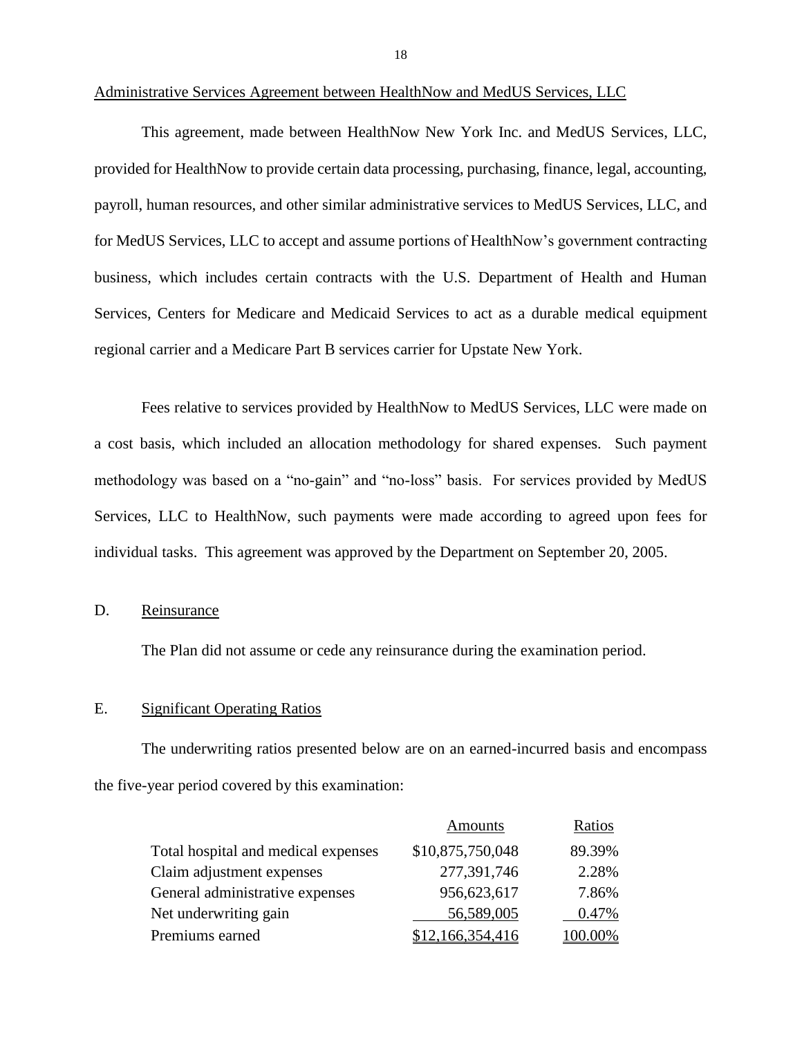Administrative Services Agreement between HealthNow and MedUS Services, LLC

This agreement, made between HealthNow New York Inc. and MedUS Services, LLC, provided for HealthNow to provide certain data processing, purchasing, finance, legal, accounting, payroll, human resources, and other similar administrative services to MedUS Services, LLC, and for MedUS Services, LLC to accept and assume portions of HealthNow's government contracting business, which includes certain contracts with the U.S. Department of Health and Human Services, Centers for Medicare and Medicaid Services to act as a durable medical equipment regional carrier and a Medicare Part B services carrier for Upstate New York.

Fees relative to services provided by HealthNow to MedUS Services, LLC were made on a cost basis, which included an allocation methodology for shared expenses. Such payment methodology was based on a "no-gain" and "no-loss" basis. For services provided by MedUS Services, LLC to HealthNow, such payments were made according to agreed upon fees for individual tasks. This agreement was approved by the Department on September 20, 2005.

## D. Reinsurance

The Plan did not assume or cede any reinsurance during the examination period.

## E. Significant Operating Ratios

The underwriting ratios presented below are on an earned-incurred basis and encompass the five-year period covered by this examination:

| | Amounts | Ratios |
|---|---|---|
| Total hospital and medical expenses | $10,875,750,048 | 89.39% |
| Claim adjustment expenses | 277,391,746 | 2.28% |
| General administrative expenses | 956,623,617 | 7.86% |
| Net underwriting gain | 56,589,005 | 0.47% |
| Premiums earned | $12,166,354,416 | 100.00% |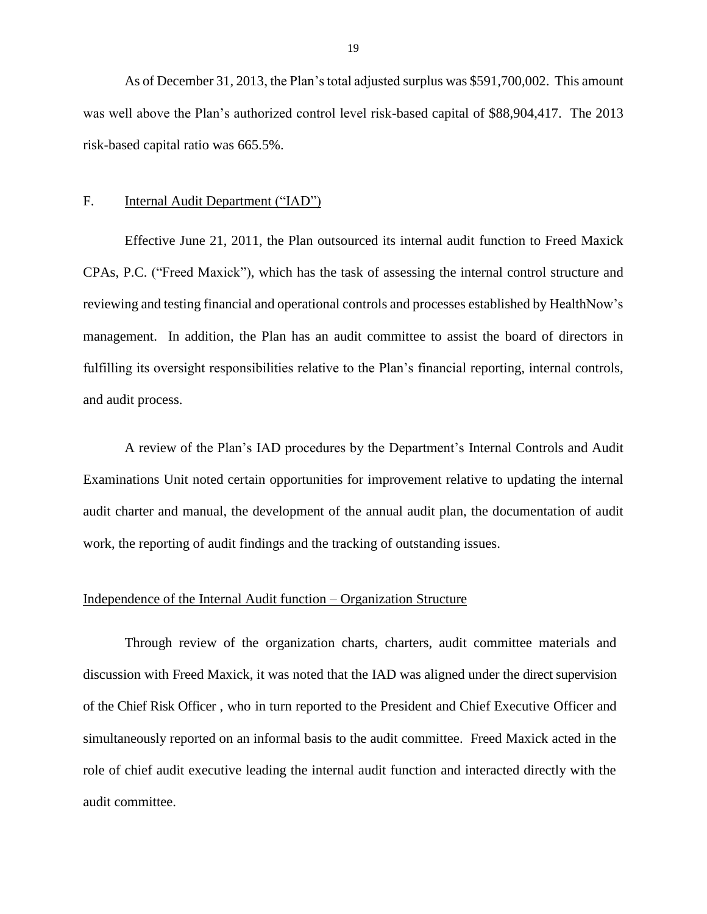As of December 31, 2013, the Plan's total adjusted surplus was $591,700,002. This amount was well above the Plan's authorized control level risk-based capital of $88,904,417. The 2013 risk-based capital ratio was 665.5%.

## F. Internal Audit Department ("IAD")

Effective June 21, 2011, the Plan outsourced its internal audit function to Freed Maxick CPAs, P.C. ("Freed Maxick"), which has the task of assessing the internal control structure and reviewing and testing financial and operational controls and processes established by HealthNow's management. In addition, the Plan has an audit committee to assist the board of directors in fulfilling its oversight responsibilities relative to the Plan's financial reporting, internal controls, and audit process.

A review of the Plan's IAD procedures by the Department's Internal Controls and Audit Examinations Unit noted certain opportunities for improvement relative to updating the internal audit charter and manual, the development of the annual audit plan, the documentation of audit work, the reporting of audit findings and the tracking of outstanding issues.

### Independence of the Internal Audit function – Organization Structure

Through review of the organization charts, charters, audit committee materials and discussion with Freed Maxick, it was noted that the IAD was aligned under the direct supervision of the Chief Risk Officer , who in turn reported to the President and Chief Executive Officer and simultaneously reported on an informal basis to the audit committee. Freed Maxick acted in the role of chief audit executive leading the internal audit function and interacted directly with the audit committee.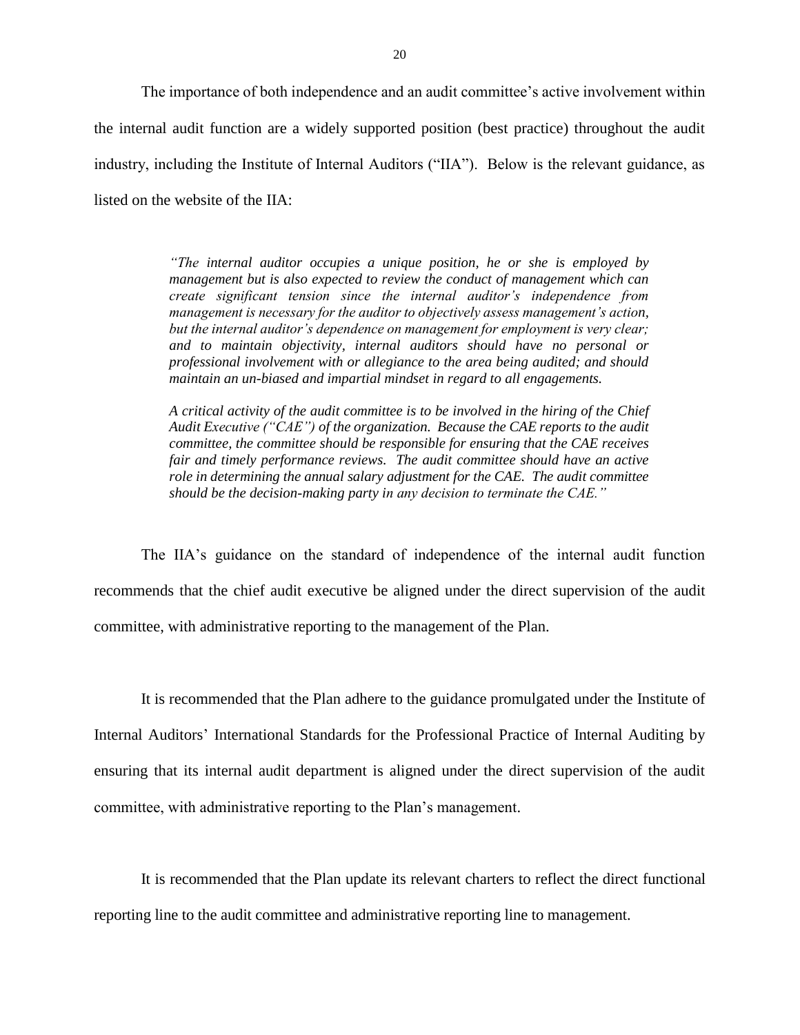The importance of both independence and an audit committee's active involvement within the internal audit function are a widely supported position (best practice) throughout the audit industry, including the Institute of Internal Auditors ("IIA"). Below is the relevant guidance, as listed on the website of the IIA:

> *"The internal auditor occupies a unique position, he or she is employed by management but is also expected to review the conduct of management which can create significant tension since the internal auditor's independence from management is necessary for the auditor to objectively assess management's action, but the internal auditor's dependence on management for employment is very clear; and to maintain objectivity, internal auditors should have no personal or professional involvement with or allegiance to the area being audited; and should maintain an un-biased and impartial mindset in regard to all engagements.*
>
> *A critical activity of the audit committee is to be involved in the hiring of the Chief Audit Executive ("CAE") of the organization. Because the CAE reports to the audit committee, the committee should be responsible for ensuring that the CAE receives fair and timely performance reviews. The audit committee should have an active role in determining the annual salary adjustment for the CAE. The audit committee should be the decision-making party in any decision to terminate the CAE."*

The IIA's guidance on the standard of independence of the internal audit function recommends that the chief audit executive be aligned under the direct supervision of the audit committee, with administrative reporting to the management of the Plan.

It is recommended that the Plan adhere to the guidance promulgated under the Institute of Internal Auditors' International Standards for the Professional Practice of Internal Auditing by ensuring that its internal audit department is aligned under the direct supervision of the audit committee, with administrative reporting to the Plan's management.

It is recommended that the Plan update its relevant charters to reflect the direct functional reporting line to the audit committee and administrative reporting line to management.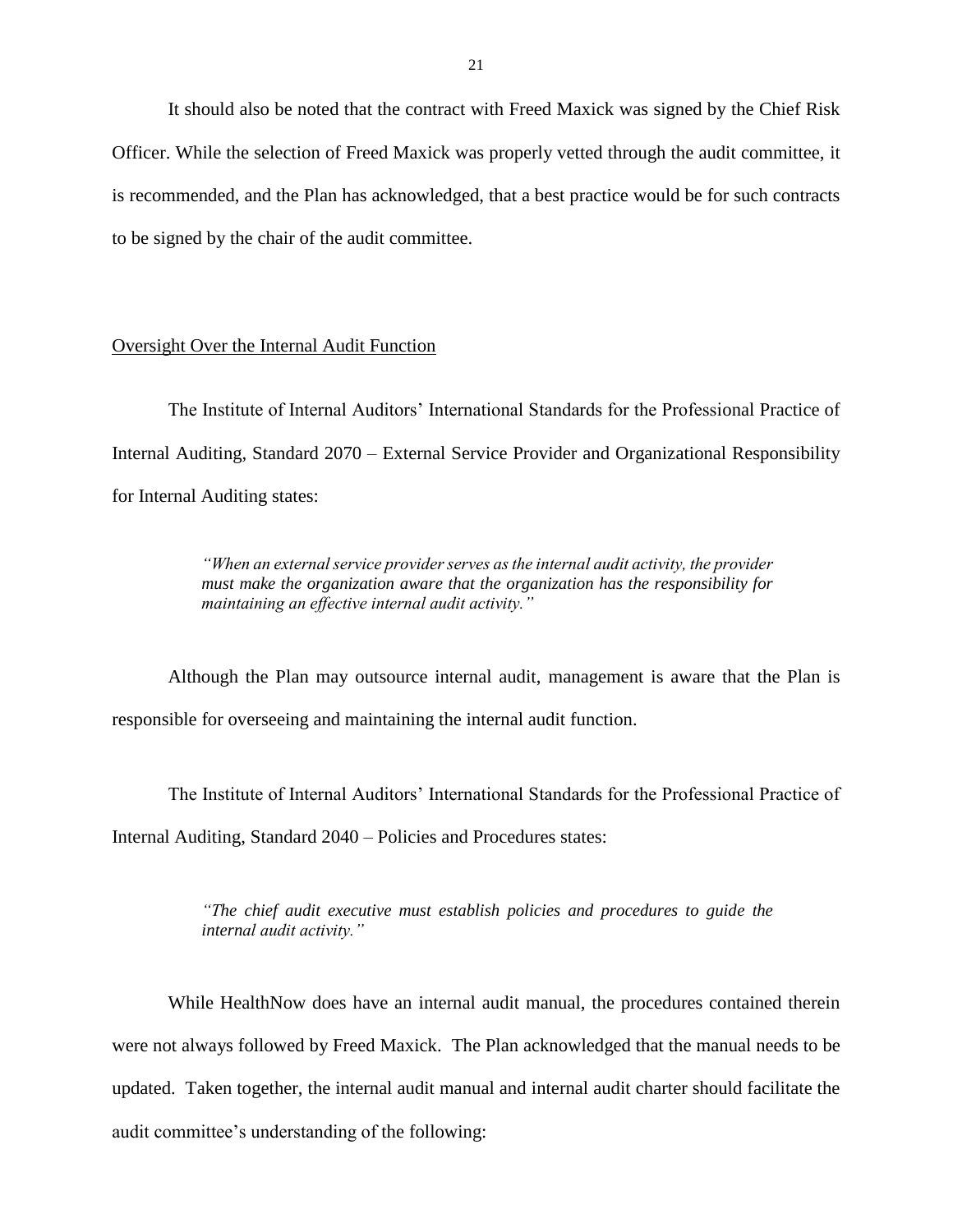It should also be noted that the contract with Freed Maxick was signed by the Chief Risk Officer. While the selection of Freed Maxick was properly vetted through the audit committee, it is recommended, and the Plan has acknowledged, that a best practice would be for such contracts to be signed by the chair of the audit committee.

## Oversight Over the Internal Audit Function

The Institute of Internal Auditors' International Standards for the Professional Practice of Internal Auditing, Standard 2070 – External Service Provider and Organizational Responsibility for Internal Auditing states:

> *"When an external service provider serves as the internal audit activity, the provider must make the organization aware that the organization has the responsibility for maintaining an effective internal audit activity."*

Although the Plan may outsource internal audit, management is aware that the Plan is responsible for overseeing and maintaining the internal audit function.

The Institute of Internal Auditors' International Standards for the Professional Practice of Internal Auditing, Standard 2040 – Policies and Procedures states:

> *"The chief audit executive must establish policies and procedures to guide the internal audit activity."*

While HealthNow does have an internal audit manual, the procedures contained therein were not always followed by Freed Maxick. The Plan acknowledged that the manual needs to be updated. Taken together, the internal audit manual and internal audit charter should facilitate the audit committee's understanding of the following: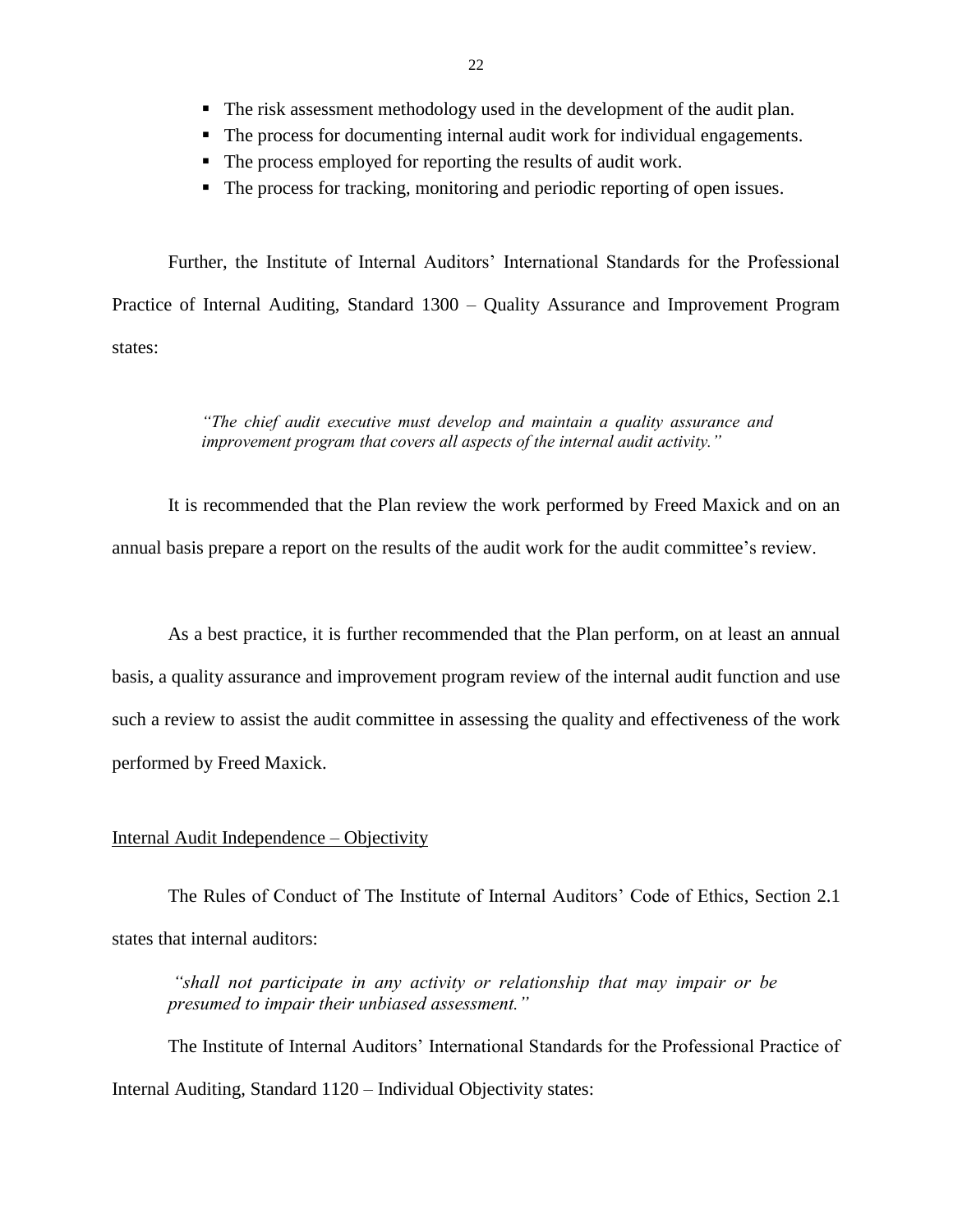- The risk assessment methodology used in the development of the audit plan.
- The process for documenting internal audit work for individual engagements.
- The process employed for reporting the results of audit work.
- The process for tracking, monitoring and periodic reporting of open issues.

Further, the Institute of Internal Auditors' International Standards for the Professional Practice of Internal Auditing, Standard 1300 – Quality Assurance and Improvement Program states:

> *"The chief audit executive must develop and maintain a quality assurance and improvement program that covers all aspects of the internal audit activity."*

It is recommended that the Plan review the work performed by Freed Maxick and on an annual basis prepare a report on the results of the audit work for the audit committee's review.

As a best practice, it is further recommended that the Plan perform, on at least an annual basis, a quality assurance and improvement program review of the internal audit function and use such a review to assist the audit committee in assessing the quality and effectiveness of the work performed by Freed Maxick.

<u>Internal Audit Independence – Objectivity</u>

The Rules of Conduct of The Institute of Internal Auditors' Code of Ethics, Section 2.1 states that internal auditors:

> *"shall not participate in any activity or relationship that may impair or be presumed to impair their unbiased assessment."*

The Institute of Internal Auditors' International Standards for the Professional Practice of Internal Auditing, Standard 1120 – Individual Objectivity states: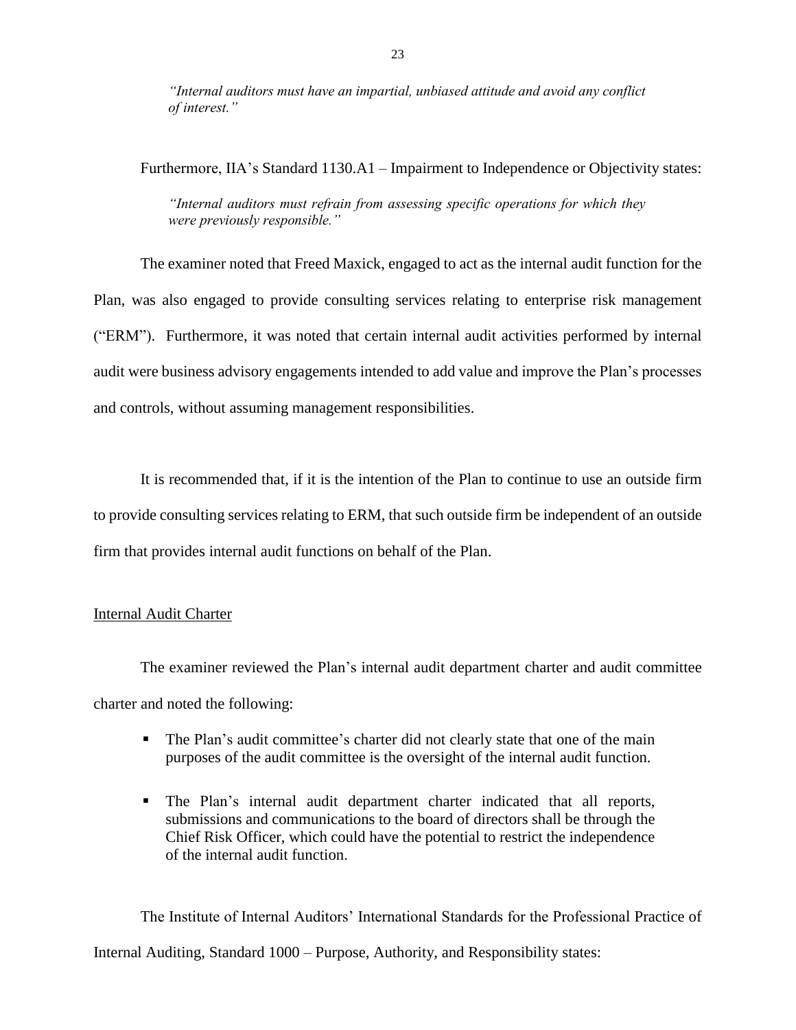*"Internal auditors must have an impartial, unbiased attitude and avoid any conflict of interest."*

Furthermore, IIA's Standard 1130.A1 – Impairment to Independence or Objectivity states:

*"Internal auditors must refrain from assessing specific operations for which they were previously responsible."*

The examiner noted that Freed Maxick, engaged to act as the internal audit function for the Plan, was also engaged to provide consulting services relating to enterprise risk management ("ERM"). Furthermore, it was noted that certain internal audit activities performed by internal audit were business advisory engagements intended to add value and improve the Plan's processes and controls, without assuming management responsibilities.

It is recommended that, if it is the intention of the Plan to continue to use an outside firm to provide consulting services relating to ERM, that such outside firm be independent of an outside firm that provides internal audit functions on behalf of the Plan.

Internal Audit Charter

The examiner reviewed the Plan's internal audit department charter and audit committee charter and noted the following:

- The Plan's audit committee's charter did not clearly state that one of the main purposes of the audit committee is the oversight of the internal audit function.
- The Plan's internal audit department charter indicated that all reports, submissions and communications to the board of directors shall be through the Chief Risk Officer, which could have the potential to restrict the independence of the internal audit function.

The Institute of Internal Auditors' International Standards for the Professional Practice of Internal Auditing, Standard 1000 – Purpose, Authority, and Responsibility states: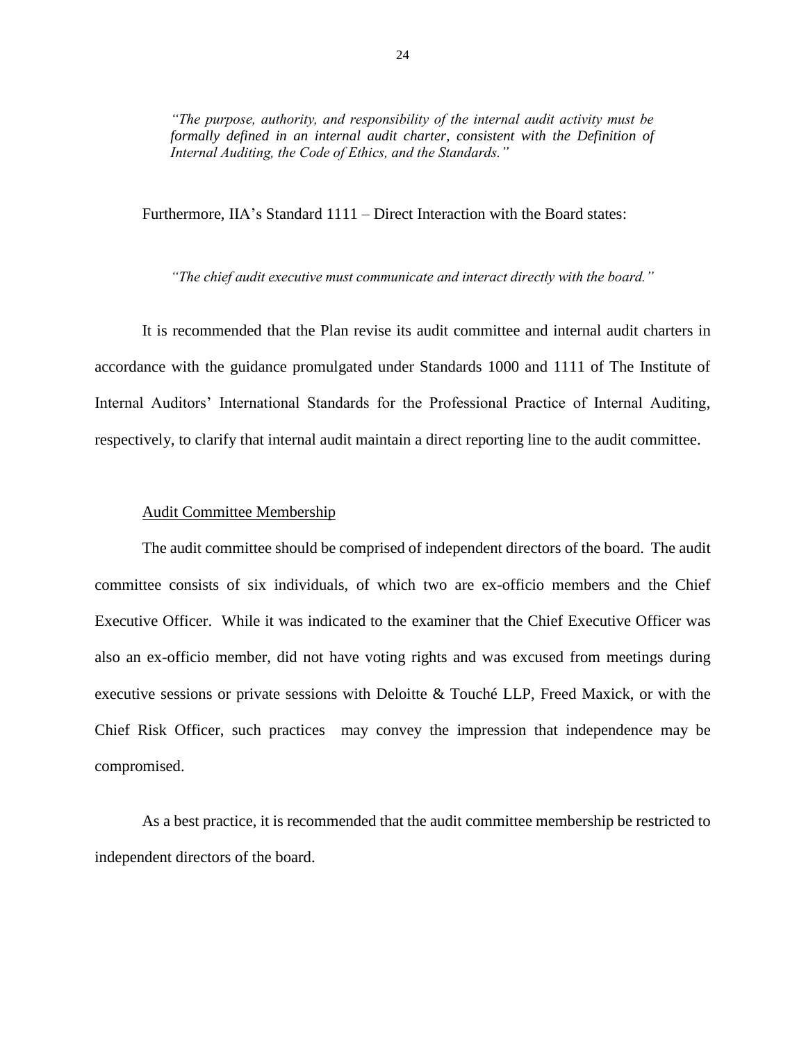*"The purpose, authority, and responsibility of the internal audit activity must be formally defined in an internal audit charter, consistent with the Definition of Internal Auditing, the Code of Ethics, and the Standards."*

Furthermore, IIA's Standard 1111 – Direct Interaction with the Board states:

*"The chief audit executive must communicate and interact directly with the board."*

It is recommended that the Plan revise its audit committee and internal audit charters in accordance with the guidance promulgated under Standards 1000 and 1111 of The Institute of Internal Auditors' International Standards for the Professional Practice of Internal Auditing, respectively, to clarify that internal audit maintain a direct reporting line to the audit committee.

Audit Committee Membership

The audit committee should be comprised of independent directors of the board. The audit committee consists of six individuals, of which two are ex-officio members and the Chief Executive Officer. While it was indicated to the examiner that the Chief Executive Officer was also an ex-officio member, did not have voting rights and was excused from meetings during executive sessions or private sessions with Deloitte & Touché LLP, Freed Maxick, or with the Chief Risk Officer, such practices may convey the impression that independence may be compromised.

As a best practice, it is recommended that the audit committee membership be restricted to independent directors of the board.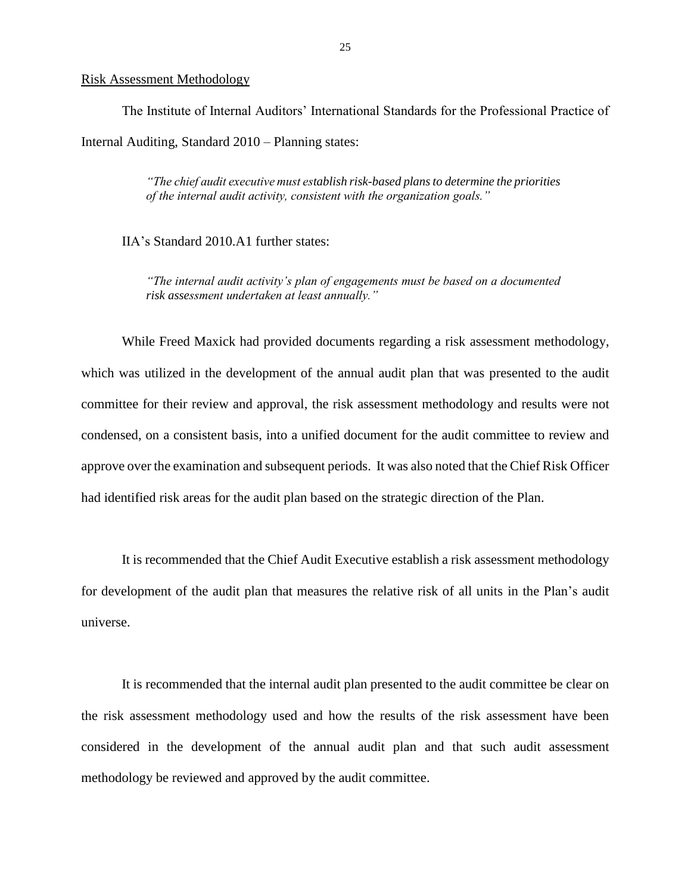Risk Assessment Methodology

The Institute of Internal Auditors' International Standards for the Professional Practice of Internal Auditing, Standard 2010 – Planning states:

> *"The chief audit executive must establish risk-based plans to determine the priorities of the internal audit activity, consistent with the organization goals."*

IIA's Standard 2010.A1 further states:

> *"The internal audit activity's plan of engagements must be based on a documented risk assessment undertaken at least annually."*

While Freed Maxick had provided documents regarding a risk assessment methodology, which was utilized in the development of the annual audit plan that was presented to the audit committee for their review and approval, the risk assessment methodology and results were not condensed, on a consistent basis, into a unified document for the audit committee to review and approve over the examination and subsequent periods. It was also noted that the Chief Risk Officer had identified risk areas for the audit plan based on the strategic direction of the Plan.

It is recommended that the Chief Audit Executive establish a risk assessment methodology for development of the audit plan that measures the relative risk of all units in the Plan's audit universe.

It is recommended that the internal audit plan presented to the audit committee be clear on the risk assessment methodology used and how the results of the risk assessment have been considered in the development of the annual audit plan and that such audit assessment methodology be reviewed and approved by the audit committee.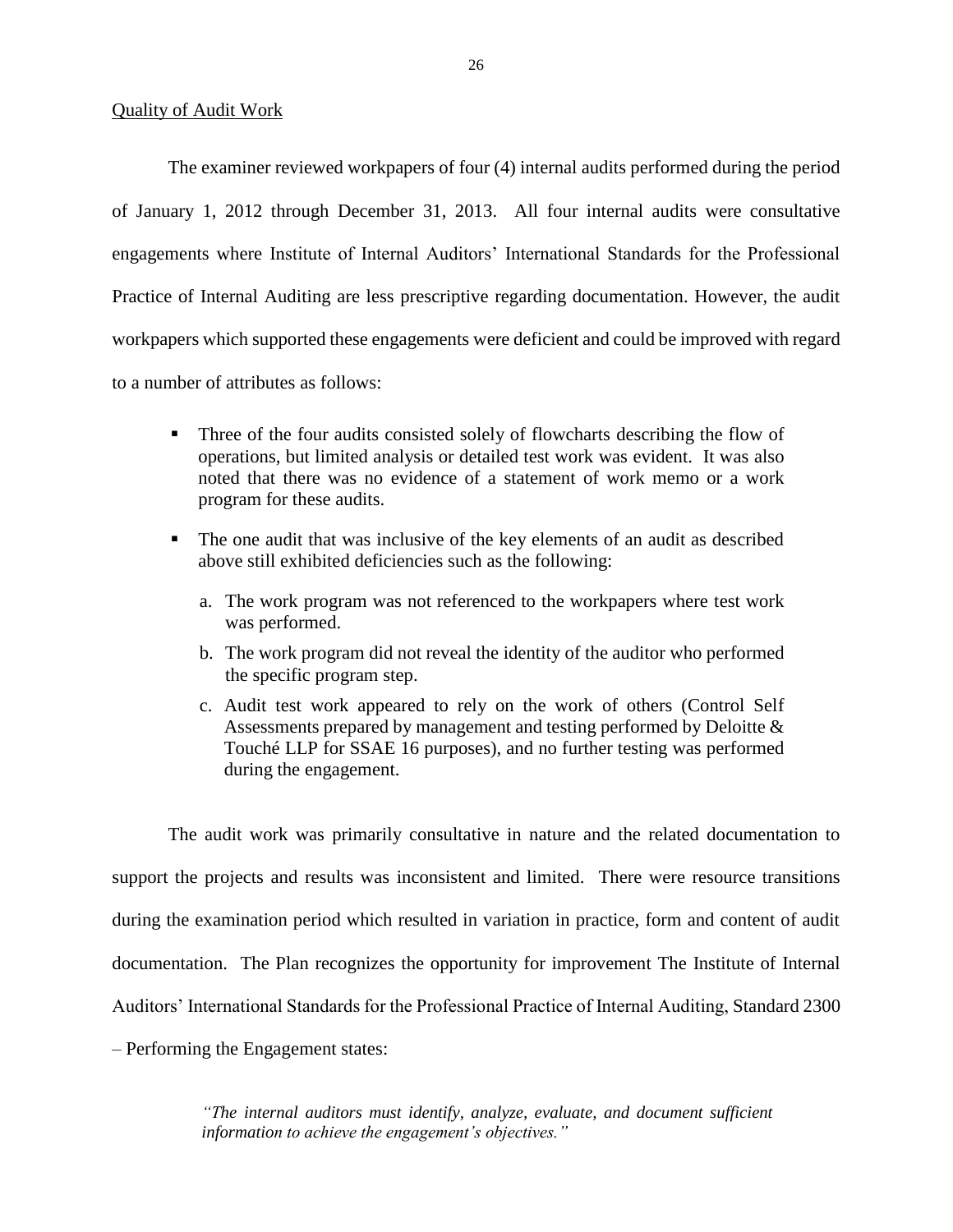Quality of Audit Work

The examiner reviewed workpapers of four (4) internal audits performed during the period of January 1, 2012 through December 31, 2013. All four internal audits were consultative engagements where Institute of Internal Auditors' International Standards for the Professional Practice of Internal Auditing are less prescriptive regarding documentation. However, the audit workpapers which supported these engagements were deficient and could be improved with regard to a number of attributes as follows:

- Three of the four audits consisted solely of flowcharts describing the flow of operations, but limited analysis or detailed test work was evident. It was also noted that there was no evidence of a statement of work memo or a work program for these audits.
- The one audit that was inclusive of the key elements of an audit as described above still exhibited deficiencies such as the following:
  a. The work program was not referenced to the workpapers where test work was performed.
  b. The work program did not reveal the identity of the auditor who performed the specific program step.
  c. Audit test work appeared to rely on the work of others (Control Self Assessments prepared by management and testing performed by Deloitte & Touché LLP for SSAE 16 purposes), and no further testing was performed during the engagement.

The audit work was primarily consultative in nature and the related documentation to support the projects and results was inconsistent and limited. There were resource transitions during the examination period which resulted in variation in practice, form and content of audit documentation. The Plan recognizes the opportunity for improvement The Institute of Internal Auditors' International Standards for the Professional Practice of Internal Auditing, Standard 2300 – Performing the Engagement states:

> *"The internal auditors must identify, analyze, evaluate, and document sufficient information to achieve the engagement's objectives."*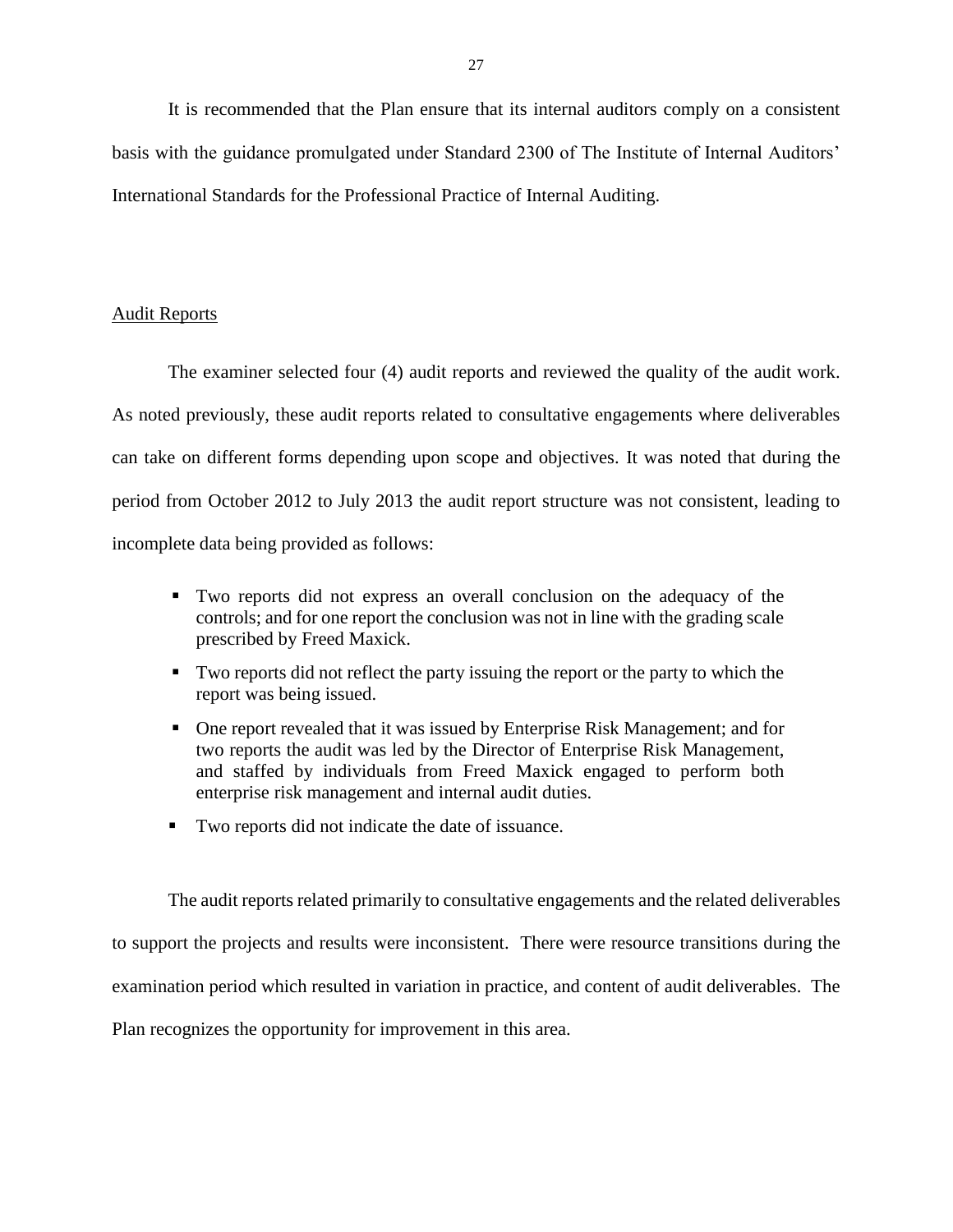It is recommended that the Plan ensure that its internal auditors comply on a consistent basis with the guidance promulgated under Standard 2300 of The Institute of Internal Auditors' International Standards for the Professional Practice of Internal Auditing.

<u>Audit Reports</u>

The examiner selected four (4) audit reports and reviewed the quality of the audit work. As noted previously, these audit reports related to consultative engagements where deliverables can take on different forms depending upon scope and objectives. It was noted that during the period from October 2012 to July 2013 the audit report structure was not consistent, leading to incomplete data being provided as follows:

- Two reports did not express an overall conclusion on the adequacy of the controls; and for one report the conclusion was not in line with the grading scale prescribed by Freed Maxick.
- Two reports did not reflect the party issuing the report or the party to which the report was being issued.
- One report revealed that it was issued by Enterprise Risk Management; and for two reports the audit was led by the Director of Enterprise Risk Management, and staffed by individuals from Freed Maxick engaged to perform both enterprise risk management and internal audit duties.
- Two reports did not indicate the date of issuance.

The audit reports related primarily to consultative engagements and the related deliverables to support the projects and results were inconsistent. There were resource transitions during the examination period which resulted in variation in practice, and content of audit deliverables. The Plan recognizes the opportunity for improvement in this area.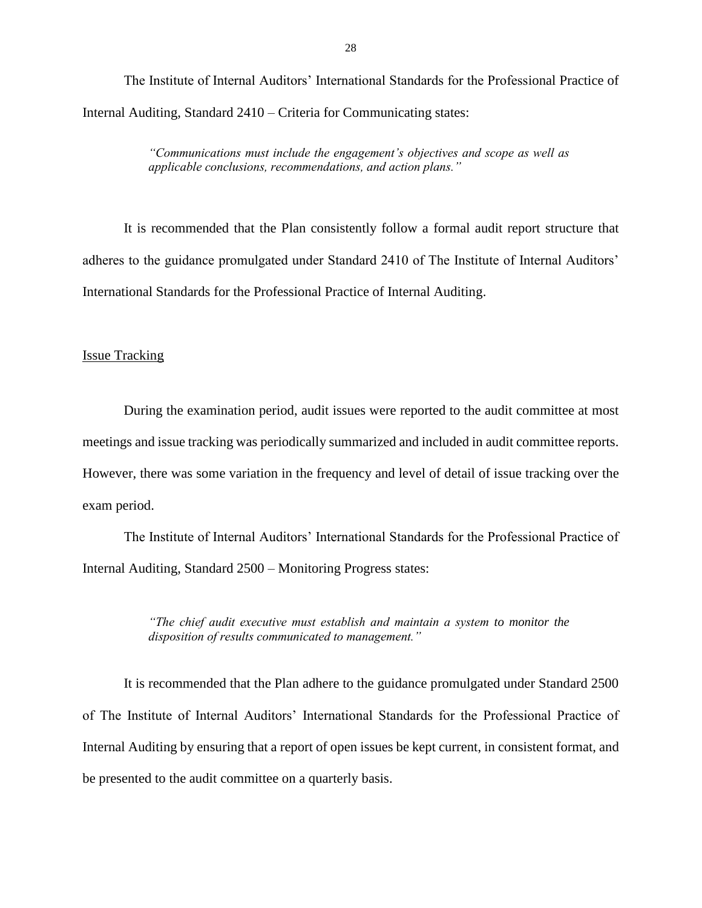The Institute of Internal Auditors' International Standards for the Professional Practice of Internal Auditing, Standard 2410 – Criteria for Communicating states:

> *"Communications must include the engagement's objectives and scope as well as applicable conclusions, recommendations, and action plans."*

It is recommended that the Plan consistently follow a formal audit report structure that adheres to the guidance promulgated under Standard 2410 of The Institute of Internal Auditors' International Standards for the Professional Practice of Internal Auditing.

## Issue Tracking

During the examination period, audit issues were reported to the audit committee at most meetings and issue tracking was periodically summarized and included in audit committee reports. However, there was some variation in the frequency and level of detail of issue tracking over the exam period.

The Institute of Internal Auditors' International Standards for the Professional Practice of Internal Auditing, Standard 2500 – Monitoring Progress states:

> *"The chief audit executive must establish and maintain a system to monitor the disposition of results communicated to management."*

It is recommended that the Plan adhere to the guidance promulgated under Standard 2500 of The Institute of Internal Auditors' International Standards for the Professional Practice of Internal Auditing by ensuring that a report of open issues be kept current, in consistent format, and be presented to the audit committee on a quarterly basis.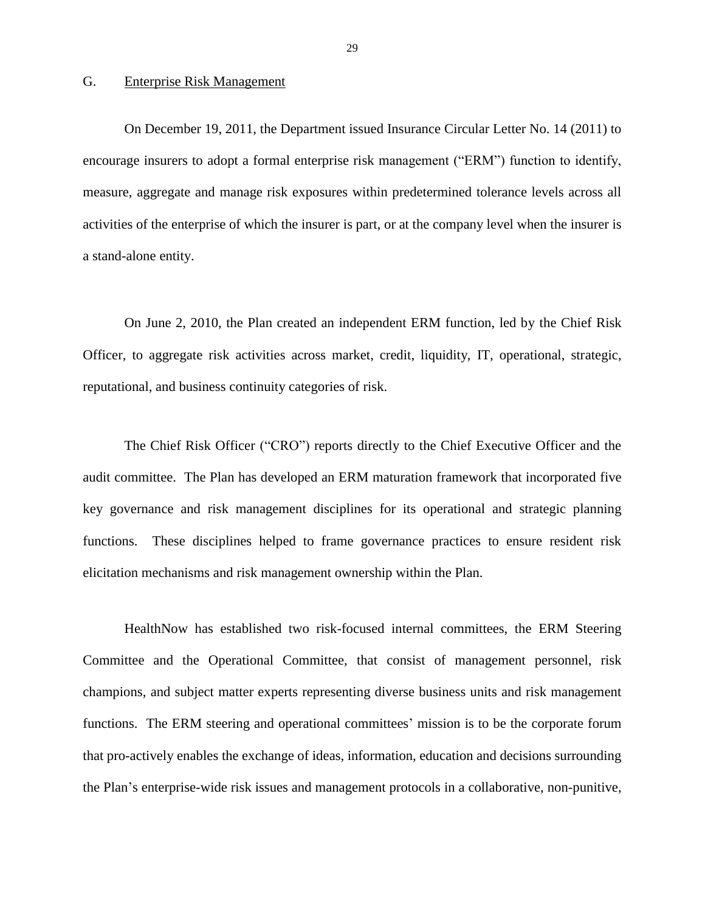## G. Enterprise Risk Management

On December 19, 2011, the Department issued Insurance Circular Letter No. 14 (2011) to encourage insurers to adopt a formal enterprise risk management ("ERM") function to identify, measure, aggregate and manage risk exposures within predetermined tolerance levels across all activities of the enterprise of which the insurer is part, or at the company level when the insurer is a stand-alone entity.

On June 2, 2010, the Plan created an independent ERM function, led by the Chief Risk Officer, to aggregate risk activities across market, credit, liquidity, IT, operational, strategic, reputational, and business continuity categories of risk.

The Chief Risk Officer ("CRO") reports directly to the Chief Executive Officer and the audit committee. The Plan has developed an ERM maturation framework that incorporated five key governance and risk management disciplines for its operational and strategic planning functions. These disciplines helped to frame governance practices to ensure resident risk elicitation mechanisms and risk management ownership within the Plan.

HealthNow has established two risk-focused internal committees, the ERM Steering Committee and the Operational Committee, that consist of management personnel, risk champions, and subject matter experts representing diverse business units and risk management functions. The ERM steering and operational committees' mission is to be the corporate forum that pro-actively enables the exchange of ideas, information, education and decisions surrounding the Plan's enterprise-wide risk issues and management protocols in a collaborative, non-punitive,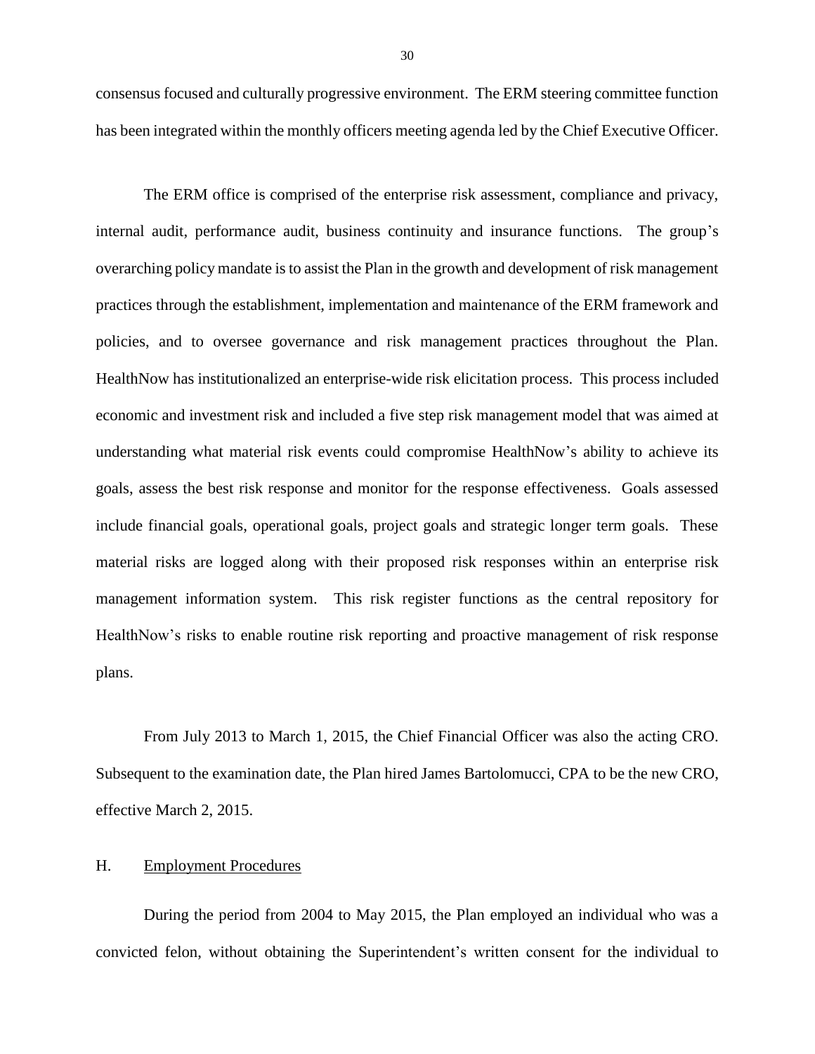consensus focused and culturally progressive environment. The ERM steering committee function has been integrated within the monthly officers meeting agenda led by the Chief Executive Officer.

The ERM office is comprised of the enterprise risk assessment, compliance and privacy, internal audit, performance audit, business continuity and insurance functions. The group's overarching policy mandate is to assist the Plan in the growth and development of risk management practices through the establishment, implementation and maintenance of the ERM framework and policies, and to oversee governance and risk management practices throughout the Plan. HealthNow has institutionalized an enterprise-wide risk elicitation process. This process included economic and investment risk and included a five step risk management model that was aimed at understanding what material risk events could compromise HealthNow's ability to achieve its goals, assess the best risk response and monitor for the response effectiveness. Goals assessed include financial goals, operational goals, project goals and strategic longer term goals. These material risks are logged along with their proposed risk responses within an enterprise risk management information system. This risk register functions as the central repository for HealthNow's risks to enable routine risk reporting and proactive management of risk response plans.

From July 2013 to March 1, 2015, the Chief Financial Officer was also the acting CRO. Subsequent to the examination date, the Plan hired James Bartolomucci, CPA to be the new CRO, effective March 2, 2015.

## H. Employment Procedures

During the period from 2004 to May 2015, the Plan employed an individual who was a convicted felon, without obtaining the Superintendent's written consent for the individual to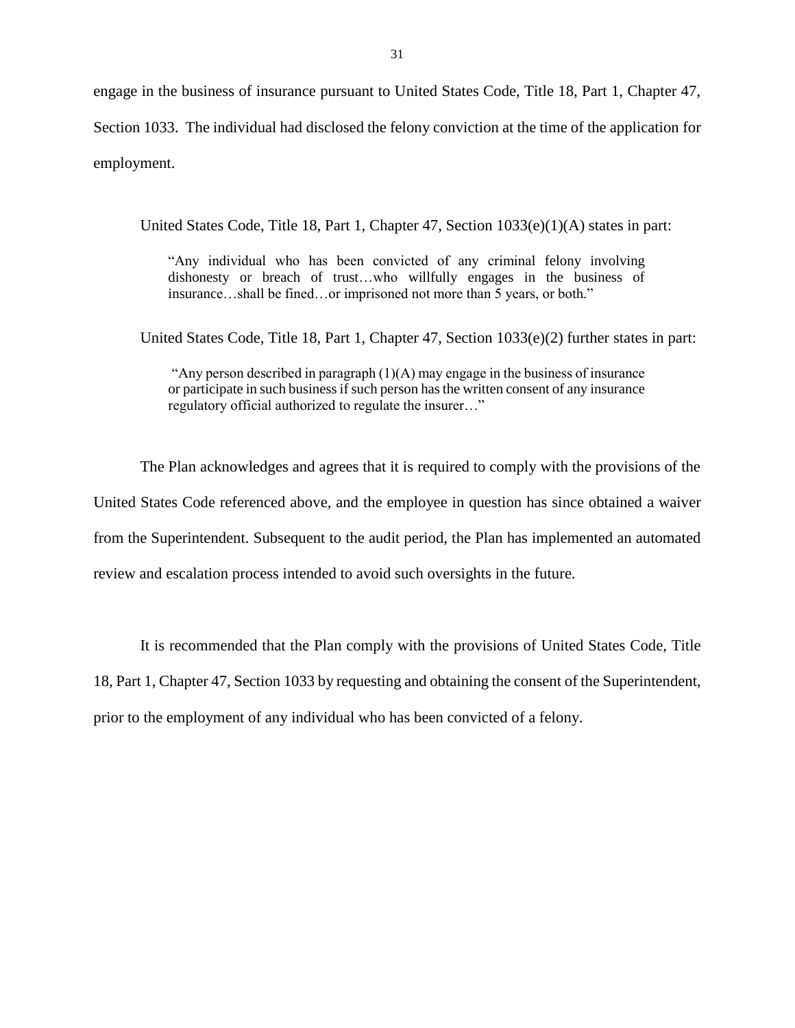engage in the business of insurance pursuant to United States Code, Title 18, Part 1, Chapter 47, Section 1033. The individual had disclosed the felony conviction at the time of the application for employment.

United States Code, Title 18, Part 1, Chapter 47, Section 1033(e)(1)(A) states in part:

> "Any individual who has been convicted of any criminal felony involving dishonesty or breach of trust…who willfully engages in the business of insurance…shall be fined…or imprisoned not more than 5 years, or both."

United States Code, Title 18, Part 1, Chapter 47, Section 1033(e)(2) further states in part:

> "Any person described in paragraph (1)(A) may engage in the business of insurance or participate in such business if such person has the written consent of any insurance regulatory official authorized to regulate the insurer…"

The Plan acknowledges and agrees that it is required to comply with the provisions of the United States Code referenced above, and the employee in question has since obtained a waiver from the Superintendent. Subsequent to the audit period, the Plan has implemented an automated review and escalation process intended to avoid such oversights in the future.

It is recommended that the Plan comply with the provisions of United States Code, Title 18, Part 1, Chapter 47, Section 1033 by requesting and obtaining the consent of the Superintendent, prior to the employment of any individual who has been convicted of a felony.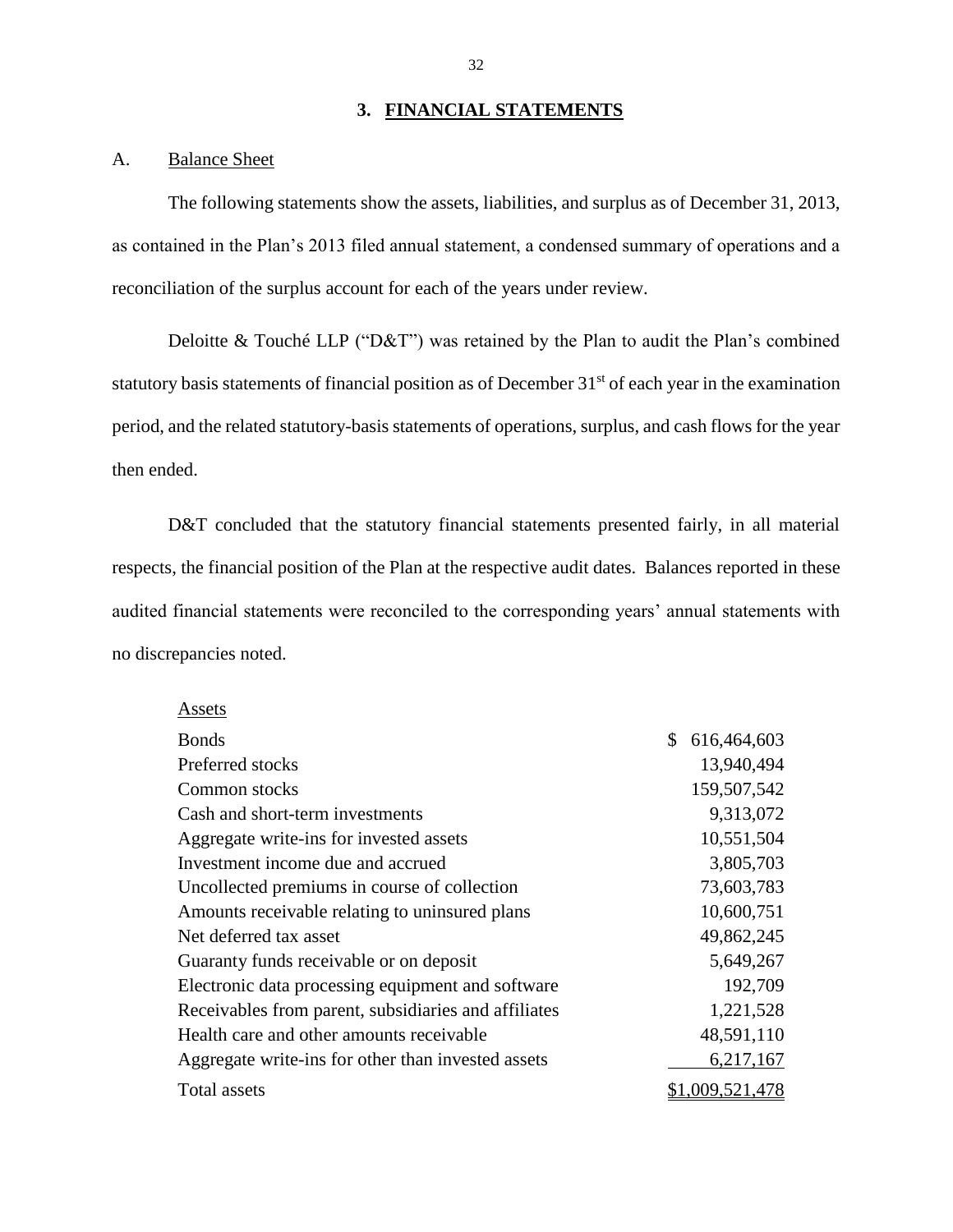## 3. FINANCIAL STATEMENTS

### A. Balance Sheet

The following statements show the assets, liabilities, and surplus as of December 31, 2013, as contained in the Plan's 2013 filed annual statement, a condensed summary of operations and a reconciliation of the surplus account for each of the years under review.

Deloitte & Touché LLP ("D&T") was retained by the Plan to audit the Plan's combined statutory basis statements of financial position as of December 31st of each year in the examination period, and the related statutory-basis statements of operations, surplus, and cash flows for the year then ended.

D&T concluded that the statutory financial statements presented fairly, in all material respects, the financial position of the Plan at the respective audit dates. Balances reported in these audited financial statements were reconciled to the corresponding years' annual statements with no discrepancies noted.

| Assets | |
|---|---|
| Bonds | $ 616,464,603 |
| Preferred stocks | 13,940,494 |
| Common stocks | 159,507,542 |
| Cash and short-term investments | 9,313,072 |
| Aggregate write-ins for invested assets | 10,551,504 |
| Investment income due and accrued | 3,805,703 |
| Uncollected premiums in course of collection | 73,603,783 |
| Amounts receivable relating to uninsured plans | 10,600,751 |
| Net deferred tax asset | 49,862,245 |
| Guaranty funds receivable or on deposit | 5,649,267 |
| Electronic data processing equipment and software | 192,709 |
| Receivables from parent, subsidiaries and affiliates | 1,221,528 |
| Health care and other amounts receivable | 48,591,110 |
| Aggregate write-ins for other than invested assets | 6,217,167 |
| Total assets | $1,009,521,478 |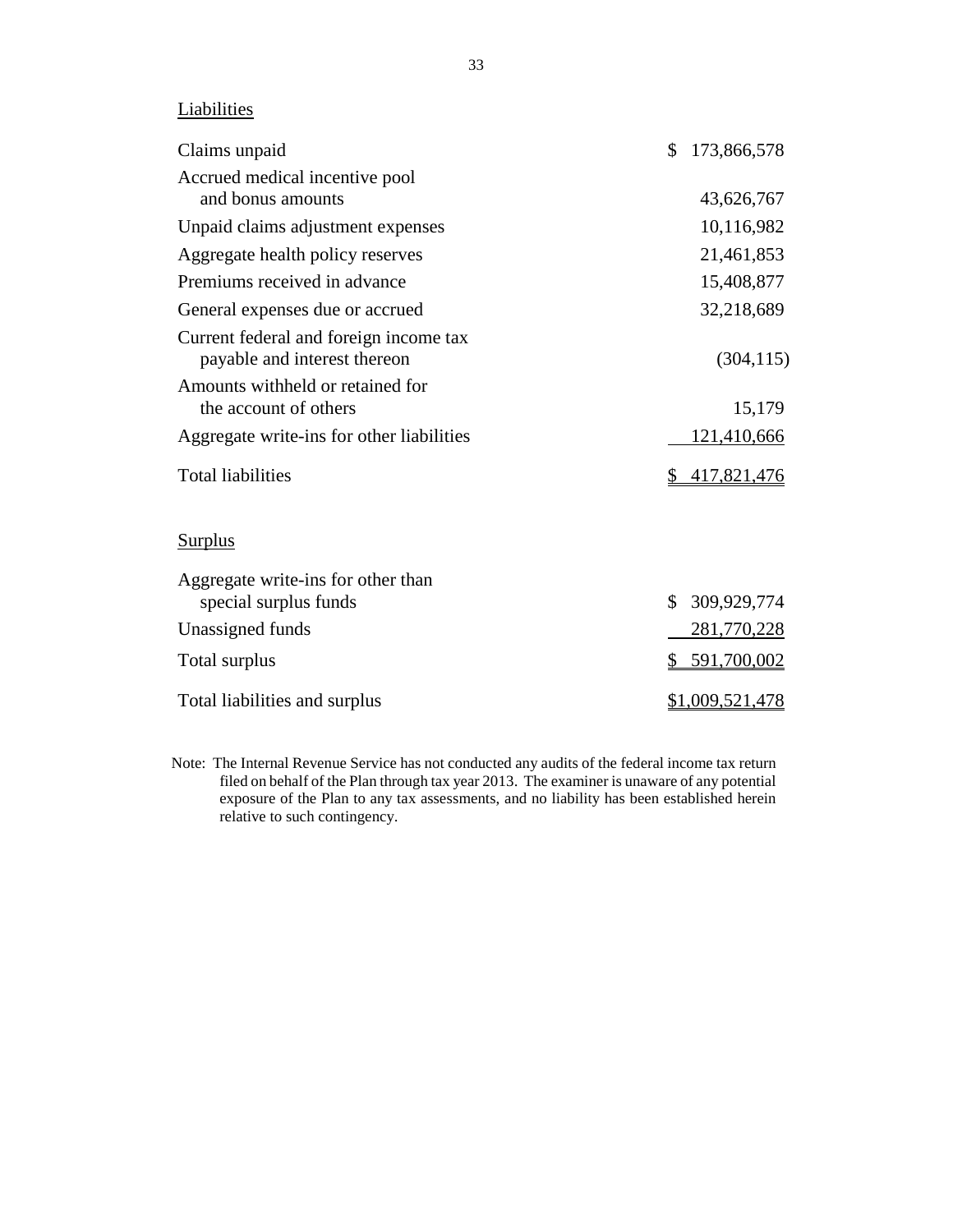## Liabilities

| | |
|---|---|
| Claims unpaid | $ 173,866,578 |
| Accrued medical incentive pool and bonus amounts | 43,626,767 |
| Unpaid claims adjustment expenses | 10,116,982 |
| Aggregate health policy reserves | 21,461,853 |
| Premiums received in advance | 15,408,877 |
| General expenses due or accrued | 32,218,689 |
| Current federal and foreign income tax payable and interest thereon | (304,115) |
| Amounts withheld or retained for the account of others | 15,179 |
| Aggregate write-ins for other liabilities | 121,410,666 |
| Total liabilities | $ 417,821,476 |

## Surplus

| | |
|---|---|
| Aggregate write-ins for other than special surplus funds | $ 309,929,774 |
| Unassigned funds | 281,770,228 |
| Total surplus | $ 591,700,002 |
| Total liabilities and surplus | $1,009,521,478 |

Note: The Internal Revenue Service has not conducted any audits of the federal income tax return filed on behalf of the Plan through tax year 2013. The examiner is unaware of any potential exposure of the Plan to any tax assessments, and no liability has been established herein relative to such contingency.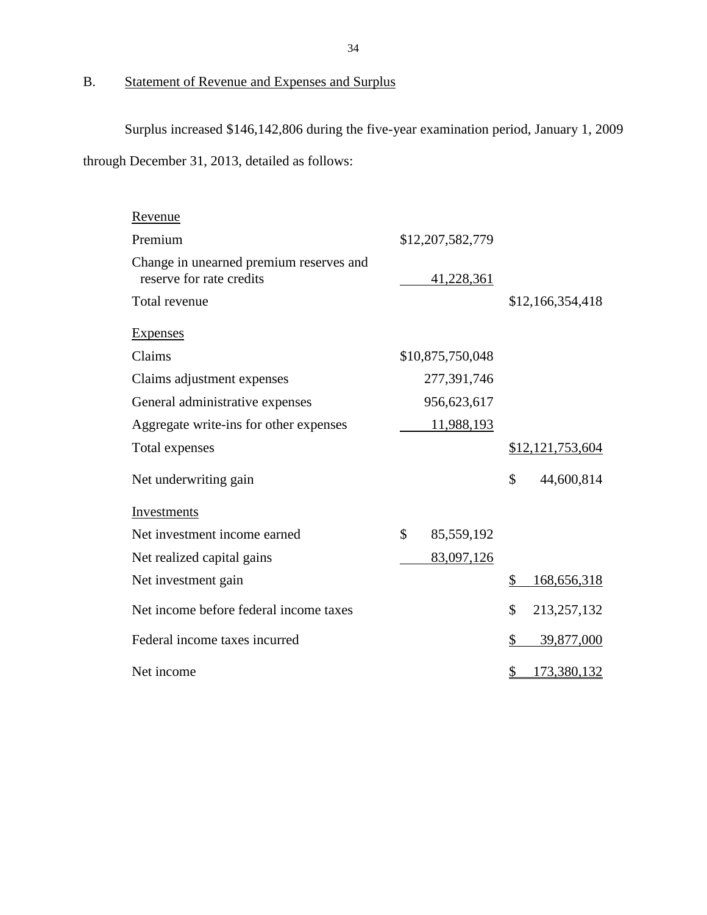## B. Statement of Revenue and Expenses and Surplus

Surplus increased $146,142,806 during the five-year examination period, January 1, 2009 through December 31, 2013, detailed as follows:

| | | |
|---|---|---|
| Revenue | | |
| Premium | $12,207,582,779 | |
| Change in unearned premium reserves and reserve for rate credits | 41,228,361 | |
| Total revenue | | $12,166,354,418 |
| Expenses | | |
| Claims | $10,875,750,048 | |
| Claims adjustment expenses | 277,391,746 | |
| General administrative expenses | 956,623,617 | |
| Aggregate write-ins for other expenses | 11,988,193 | |
| Total expenses | | $12,121,753,604 |
| Net underwriting gain | | $ 44,600,814 |
| Investments | | |
| Net investment income earned | $ 85,559,192 | |
| Net realized capital gains | 83,097,126 | |
| Net investment gain | | $ 168,656,318 |
| Net income before federal income taxes | | $ 213,257,132 |
| Federal income taxes incurred | | $ 39,877,000 |
| Net income | | $ 173,380,132 |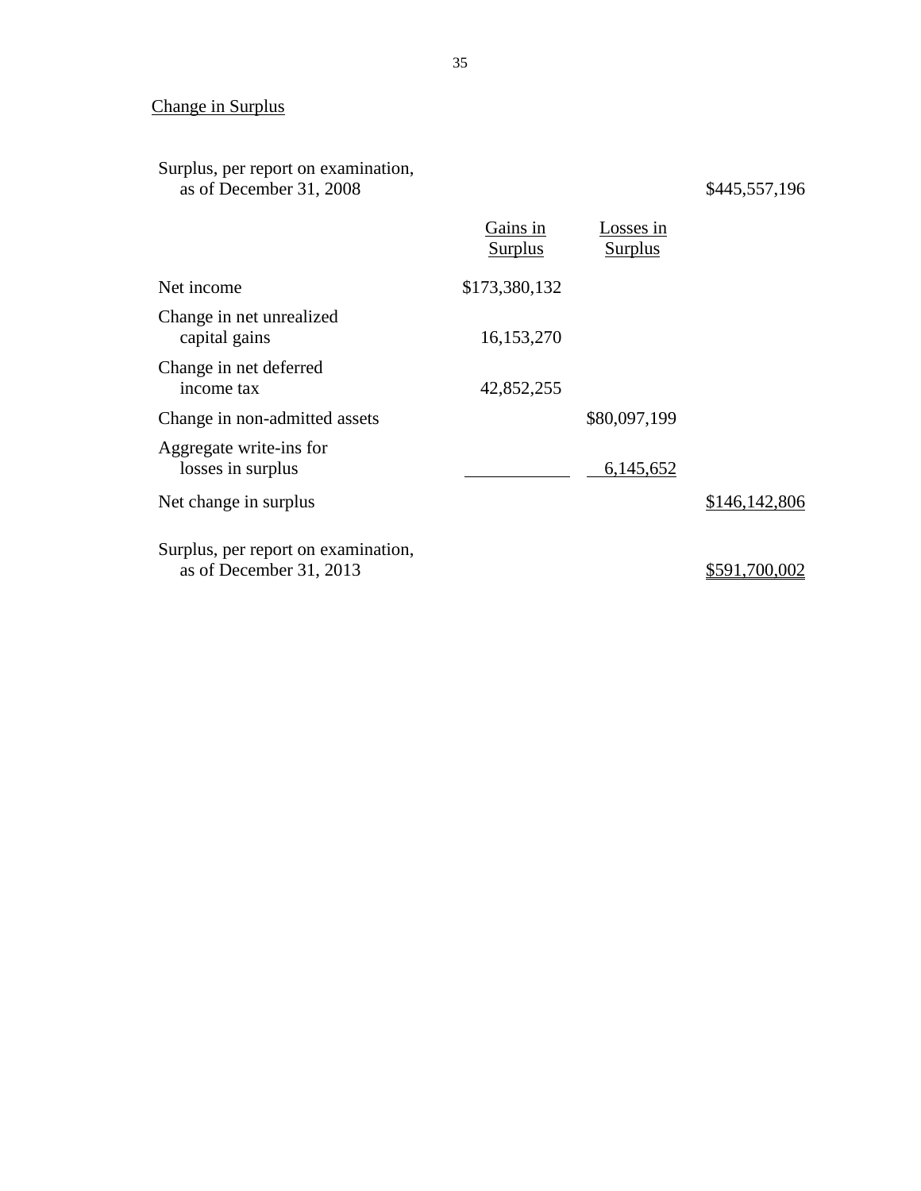## Change in Surplus

| | Gains in Surplus | Losses in Surplus | |
|---|---|---|---|
| Surplus, per report on examination, as of December 31, 2008 | | | $445,557,196 |
| Net income | $173,380,132 | | |
| Change in net unrealized capital gains | 16,153,270 | | |
| Change in net deferred income tax | 42,852,255 | | |
| Change in non-admitted assets | | $80,097,199 | |
| Aggregate write-ins for losses in surplus | | 6,145,652 | |
| Net change in surplus | | | $146,142,806 |
| Surplus, per report on examination, as of December 31, 2013 | | | $591,700,002 |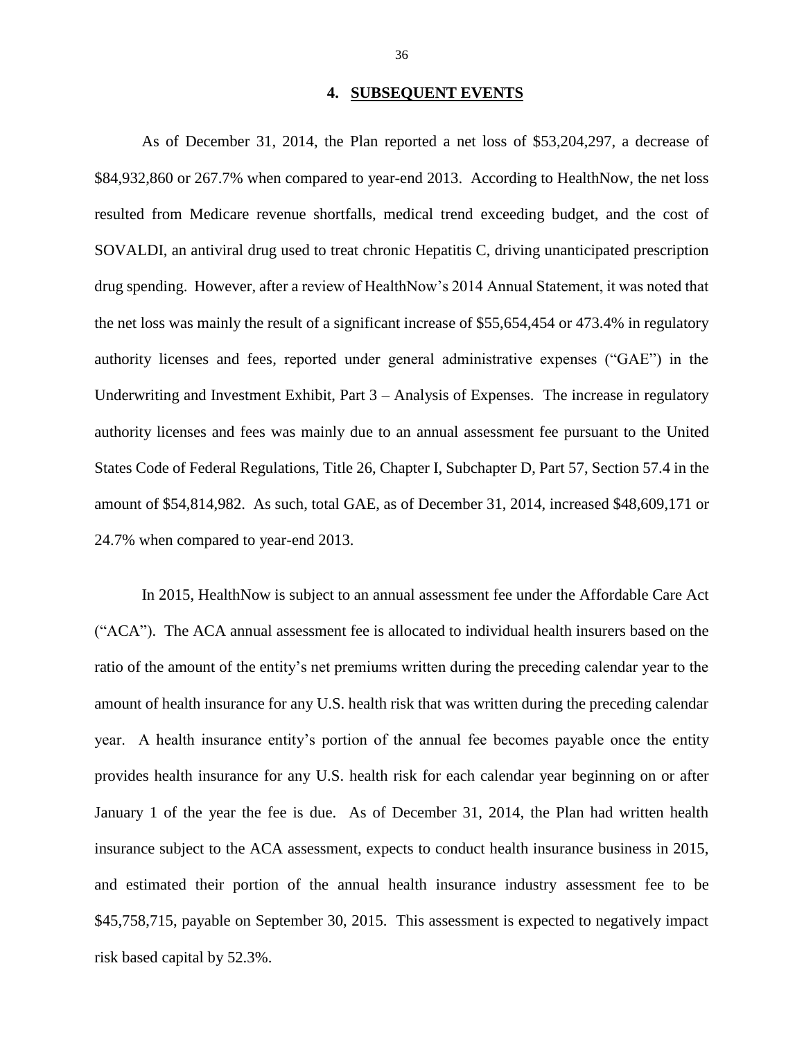## 4. SUBSEQUENT EVENTS

As of December 31, 2014, the Plan reported a net loss of $53,204,297, a decrease of $84,932,860 or 267.7% when compared to year-end 2013. According to HealthNow, the net loss resulted from Medicare revenue shortfalls, medical trend exceeding budget, and the cost of SOVALDI, an antiviral drug used to treat chronic Hepatitis C, driving unanticipated prescription drug spending. However, after a review of HealthNow's 2014 Annual Statement, it was noted that the net loss was mainly the result of a significant increase of $55,654,454 or 473.4% in regulatory authority licenses and fees, reported under general administrative expenses ("GAE") in the Underwriting and Investment Exhibit, Part 3 – Analysis of Expenses. The increase in regulatory authority licenses and fees was mainly due to an annual assessment fee pursuant to the United States Code of Federal Regulations, Title 26, Chapter I, Subchapter D, Part 57, Section 57.4 in the amount of $54,814,982. As such, total GAE, as of December 31, 2014, increased $48,609,171 or 24.7% when compared to year-end 2013.

In 2015, HealthNow is subject to an annual assessment fee under the Affordable Care Act ("ACA"). The ACA annual assessment fee is allocated to individual health insurers based on the ratio of the amount of the entity's net premiums written during the preceding calendar year to the amount of health insurance for any U.S. health risk that was written during the preceding calendar year. A health insurance entity's portion of the annual fee becomes payable once the entity provides health insurance for any U.S. health risk for each calendar year beginning on or after January 1 of the year the fee is due. As of December 31, 2014, the Plan had written health insurance subject to the ACA assessment, expects to conduct health insurance business in 2015, and estimated their portion of the annual health insurance industry assessment fee to be $45,758,715, payable on September 30, 2015. This assessment is expected to negatively impact risk based capital by 52.3%.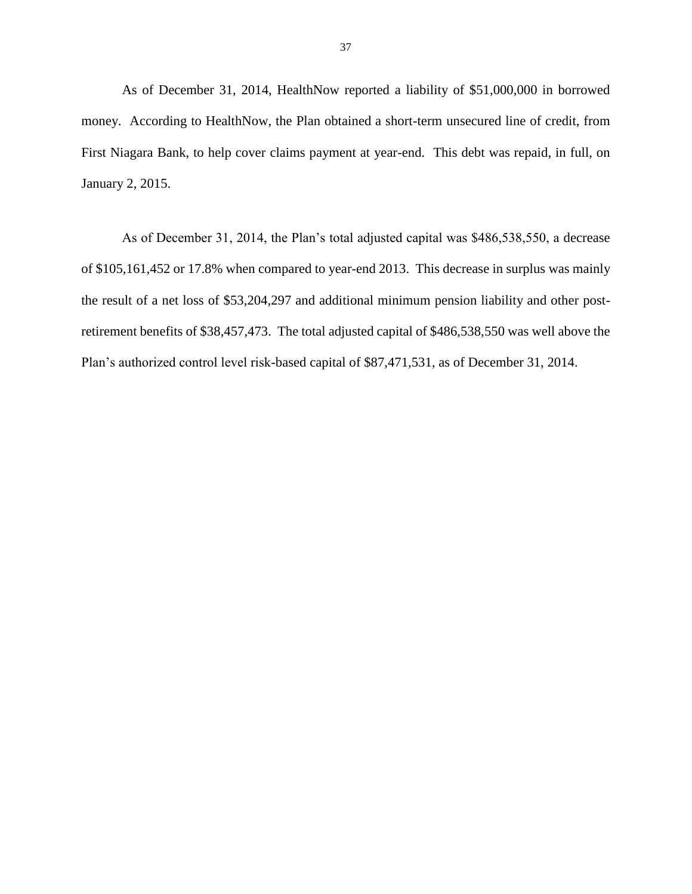As of December 31, 2014, HealthNow reported a liability of $51,000,000 in borrowed money. According to HealthNow, the Plan obtained a short-term unsecured line of credit, from First Niagara Bank, to help cover claims payment at year-end. This debt was repaid, in full, on January 2, 2015.

As of December 31, 2014, the Plan's total adjusted capital was $486,538,550, a decrease of $105,161,452 or 17.8% when compared to year-end 2013. This decrease in surplus was mainly the result of a net loss of $53,204,297 and additional minimum pension liability and other post-retirement benefits of $38,457,473. The total adjusted capital of $486,538,550 was well above the Plan's authorized control level risk-based capital of $87,471,531, as of December 31, 2014.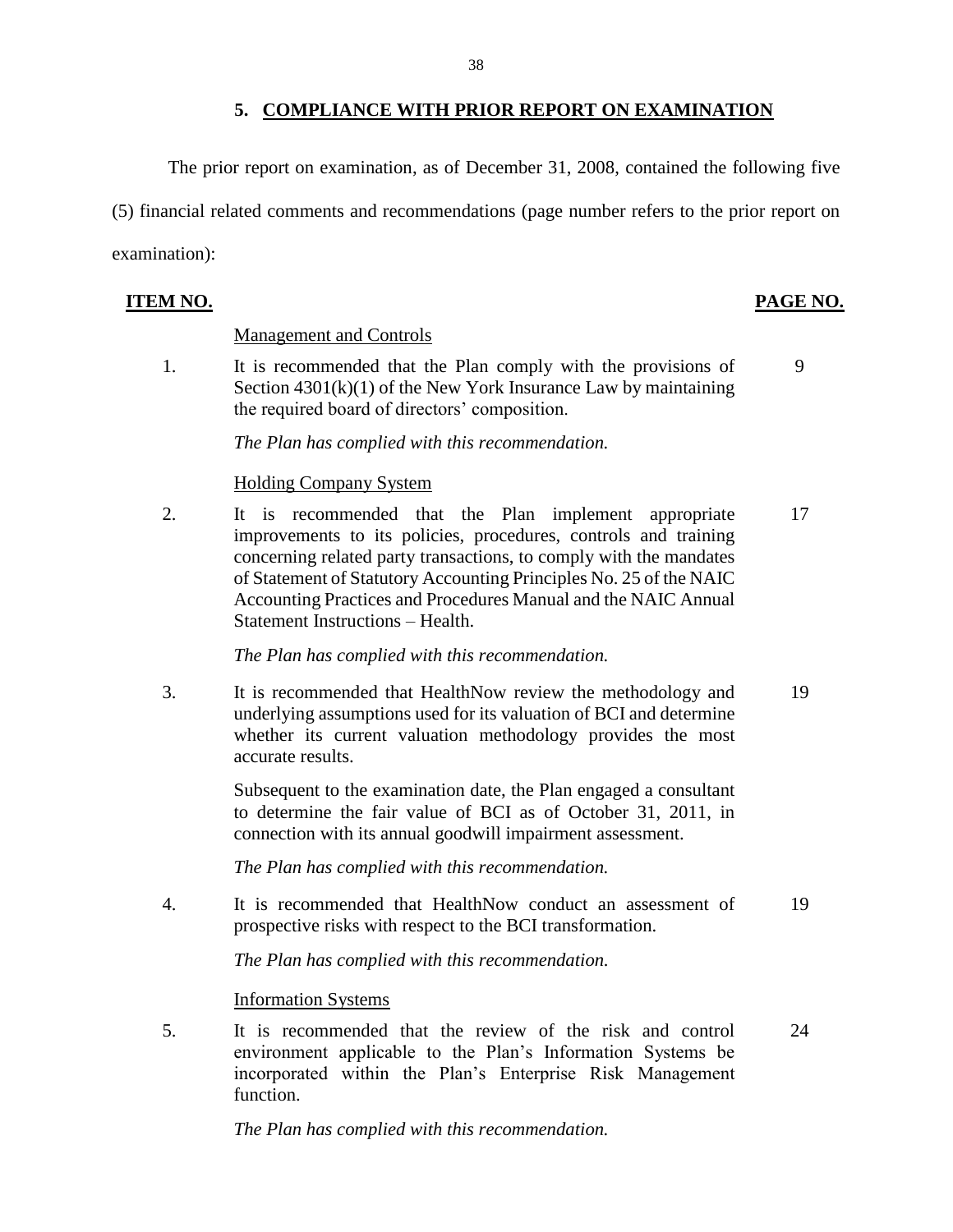## 5. COMPLIANCE WITH PRIOR REPORT ON EXAMINATION

The prior report on examination, as of December 31, 2008, contained the following five (5) financial related comments and recommendations (page number refers to the prior report on examination):

| ITEM NO. | | PAGE NO. |
|---|---|---|
| | Management and Controls | |
| 1. | It is recommended that the Plan comply with the provisions of Section 4301(k)(1) of the New York Insurance Law by maintaining the required board of directors' composition. | 9 |
| | *The Plan has complied with this recommendation.* | |
| | Holding Company System | |
| 2. | It is recommended that the Plan implement appropriate improvements to its policies, procedures, controls and training concerning related party transactions, to comply with the mandates of Statement of Statutory Accounting Principles No. 25 of the NAIC Accounting Practices and Procedures Manual and the NAIC Annual Statement Instructions – Health. | 17 |
| | *The Plan has complied with this recommendation.* | |
| 3. | It is recommended that HealthNow review the methodology and underlying assumptions used for its valuation of BCI and determine whether its current valuation methodology provides the most accurate results. | 19 |
| | Subsequent to the examination date, the Plan engaged a consultant to determine the fair value of BCI as of October 31, 2011, in connection with its annual goodwill impairment assessment. | |
| | *The Plan has complied with this recommendation.* | |
| 4. | It is recommended that HealthNow conduct an assessment of prospective risks with respect to the BCI transformation. | 19 |
| | *The Plan has complied with this recommendation.* | |
| | Information Systems | |
| 5. | It is recommended that the review of the risk and control environment applicable to the Plan's Information Systems be incorporated within the Plan's Enterprise Risk Management function. | 24 |
| | *The Plan has complied with this recommendation.* | |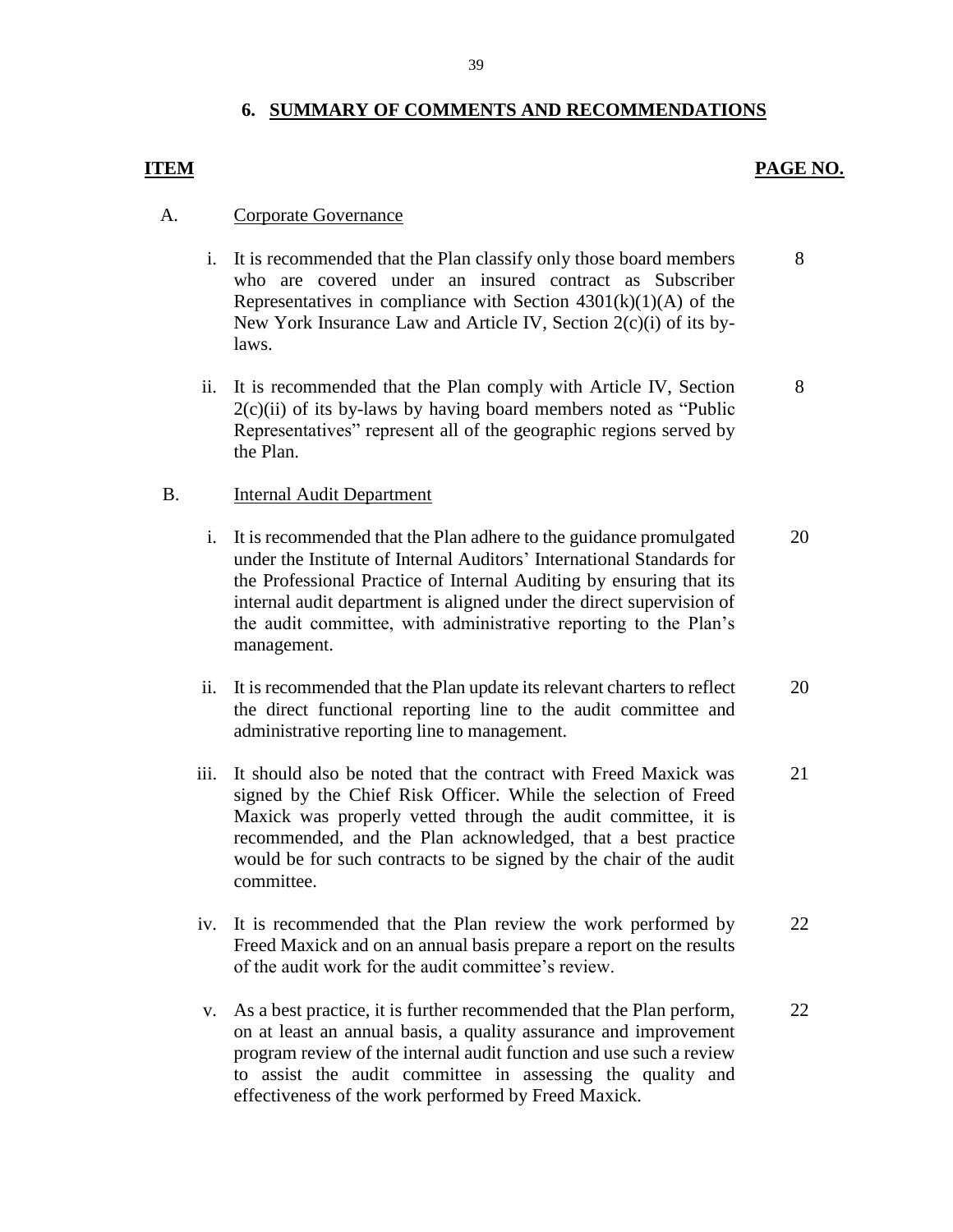## 6. SUMMARY OF COMMENTS AND RECOMMENDATIONS

| ITEM | | PAGE NO. |
|---|---|---|
| A. | Corporate Governance | |
| i. | It is recommended that the Plan classify only those board members who are covered under an insured contract as Subscriber Representatives in compliance with Section 4301(k)(1)(A) of the New York Insurance Law and Article IV, Section 2(c)(i) of its by-laws. | 8 |
| ii. | It is recommended that the Plan comply with Article IV, Section 2(c)(ii) of its by-laws by having board members noted as "Public Representatives" represent all of the geographic regions served by the Plan. | 8 |
| B. | Internal Audit Department | |
| i. | It is recommended that the Plan adhere to the guidance promulgated under the Institute of Internal Auditors' International Standards for the Professional Practice of Internal Auditing by ensuring that its internal audit department is aligned under the direct supervision of the audit committee, with administrative reporting to the Plan's management. | 20 |
| ii. | It is recommended that the Plan update its relevant charters to reflect the direct functional reporting line to the audit committee and administrative reporting line to management. | 20 |
| iii. | It should also be noted that the contract with Freed Maxick was signed by the Chief Risk Officer. While the selection of Freed Maxick was properly vetted through the audit committee, it is recommended, and the Plan acknowledged, that a best practice would be for such contracts to be signed by the chair of the audit committee. | 21 |
| iv. | It is recommended that the Plan review the work performed by Freed Maxick and on an annual basis prepare a report on the results of the audit work for the audit committee's review. | 22 |
| v. | As a best practice, it is further recommended that the Plan perform, on at least an annual basis, a quality assurance and improvement program review of the internal audit function and use such a review to assist the audit committee in assessing the quality and effectiveness of the work performed by Freed Maxick. | 22 |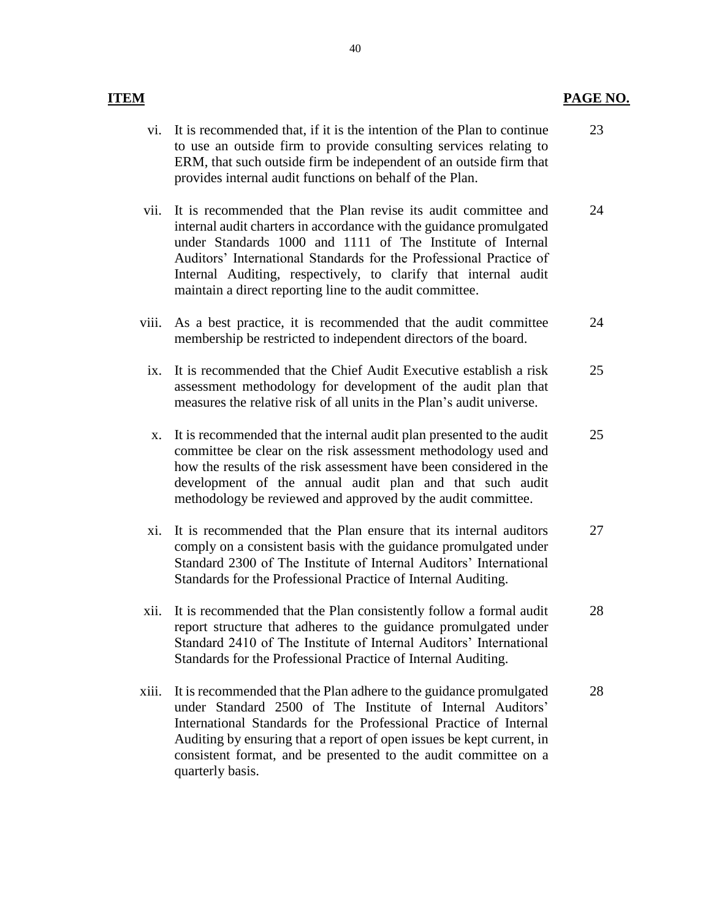| **ITEM** | | **PAGE NO.** |
| --- | --- | --- |
| vi. | It is recommended that, if it is the intention of the Plan to continue to use an outside firm to provide consulting services relating to ERM, that such outside firm be independent of an outside firm that provides internal audit functions on behalf of the Plan. | 23 |
| vii. | It is recommended that the Plan revise its audit committee and internal audit charters in accordance with the guidance promulgated under Standards 1000 and 1111 of The Institute of Internal Auditors' International Standards for the Professional Practice of Internal Auditing, respectively, to clarify that internal audit maintain a direct reporting line to the audit committee. | 24 |
| viii. | As a best practice, it is recommended that the audit committee membership be restricted to independent directors of the board. | 24 |
| ix. | It is recommended that the Chief Audit Executive establish a risk assessment methodology for development of the audit plan that measures the relative risk of all units in the Plan's audit universe. | 25 |
| x. | It is recommended that the internal audit plan presented to the audit committee be clear on the risk assessment methodology used and how the results of the risk assessment have been considered in the development of the annual audit plan and that such audit methodology be reviewed and approved by the audit committee. | 25 |
| xi. | It is recommended that the Plan ensure that its internal auditors comply on a consistent basis with the guidance promulgated under Standard 2300 of The Institute of Internal Auditors' International Standards for the Professional Practice of Internal Auditing. | 27 |
| xii. | It is recommended that the Plan consistently follow a formal audit report structure that adheres to the guidance promulgated under Standard 2410 of The Institute of Internal Auditors' International Standards for the Professional Practice of Internal Auditing. | 28 |
| xiii. | It is recommended that the Plan adhere to the guidance promulgated under Standard 2500 of The Institute of Internal Auditors' International Standards for the Professional Practice of Internal Auditing by ensuring that a report of open issues be kept current, in consistent format, and be presented to the audit committee on a quarterly basis. | 28 |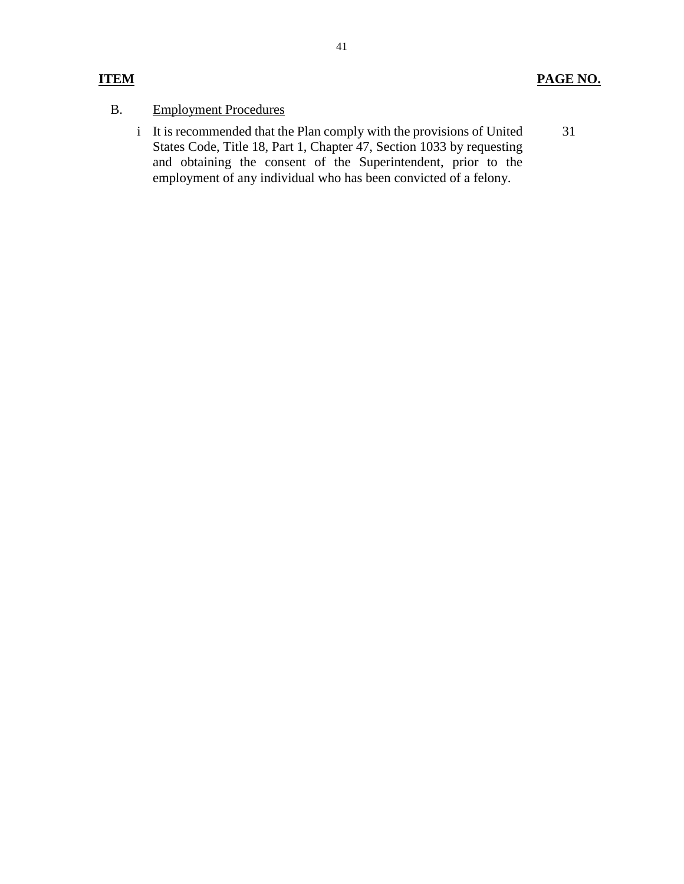| ITEM | | PAGE NO. |
|---|---|---|
| B. | Employment Procedures | |
| i | It is recommended that the Plan comply with the provisions of United States Code, Title 18, Part 1, Chapter 47, Section 1033 by requesting and obtaining the consent of the Superintendent, prior to the employment of any individual who has been convicted of a felony. | 31 |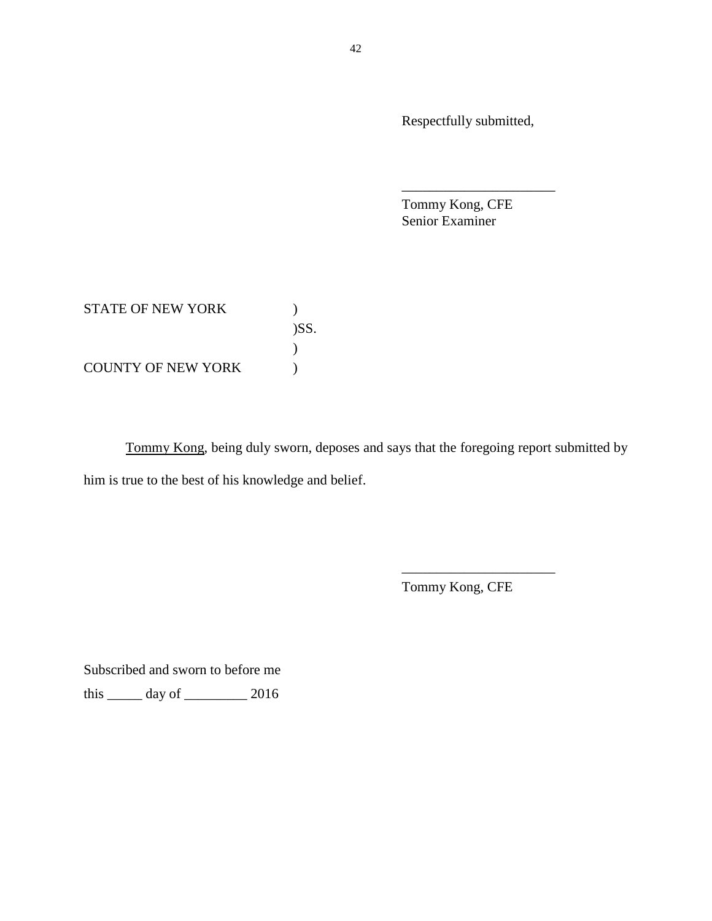Respectfully submitted,

______________________

Tommy Kong, CFE
Senior Examiner

STATE OF NEW YORK )
)SS.
)
COUNTY OF NEW YORK )

<u>Tommy Kong</u>, being duly sworn, deposes and says that the foregoing report submitted by him is true to the best of his knowledge and belief.

______________________

Tommy Kong, CFE

Subscribed and sworn to before me

this _____ day of _________ 2016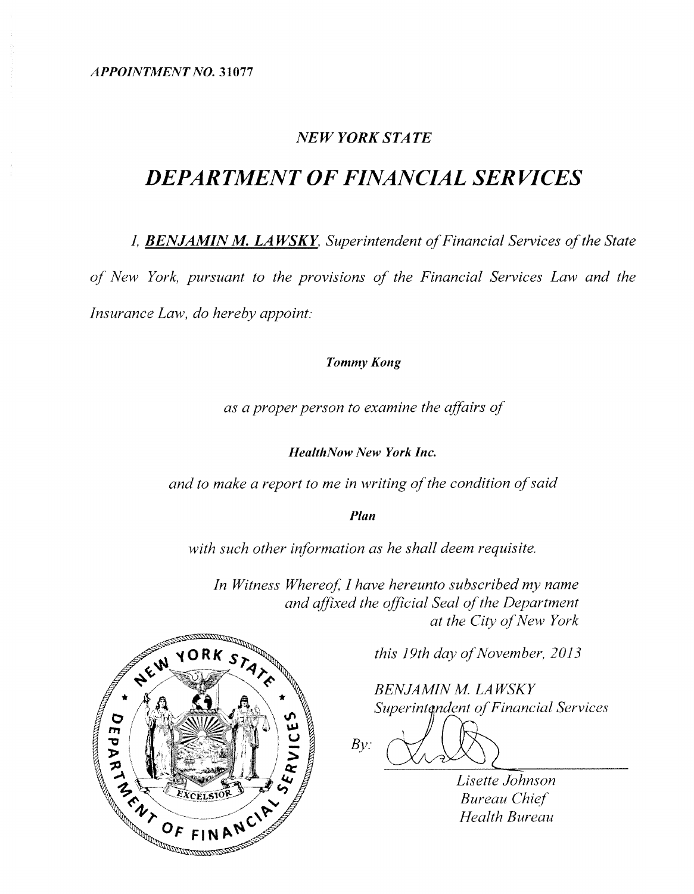*APPOINTMENT NO.* **31077**

## *NEW YORK STATE*

# *DEPARTMENT OF FINANCIAL SERVICES*

*I,* ***BENJAMIN M. LAWSKY****, Superintendent of Financial Services of the State of New York, pursuant to the provisions of the Financial Services Law and the Insurance Law, do hereby appoint:*

***Tommy Kong***

*as a proper person to examine the affairs of*

***HealthNow New York Inc.***

*and to make a report to me in writing of the condition of said*

***Plan***

*with such other information as he shall deem requisite.*

*In Witness Whereof, I have hereunto subscribed my name and affixed the official Seal of the Department at the City of New York*

*this 19th day of November, 2013*

*BENJAMIN M. LAWSKY*
*Superintendent of Financial Services*

*By:*

*Lisette Johnson*
*Bureau Chief*
*Health Bureau*